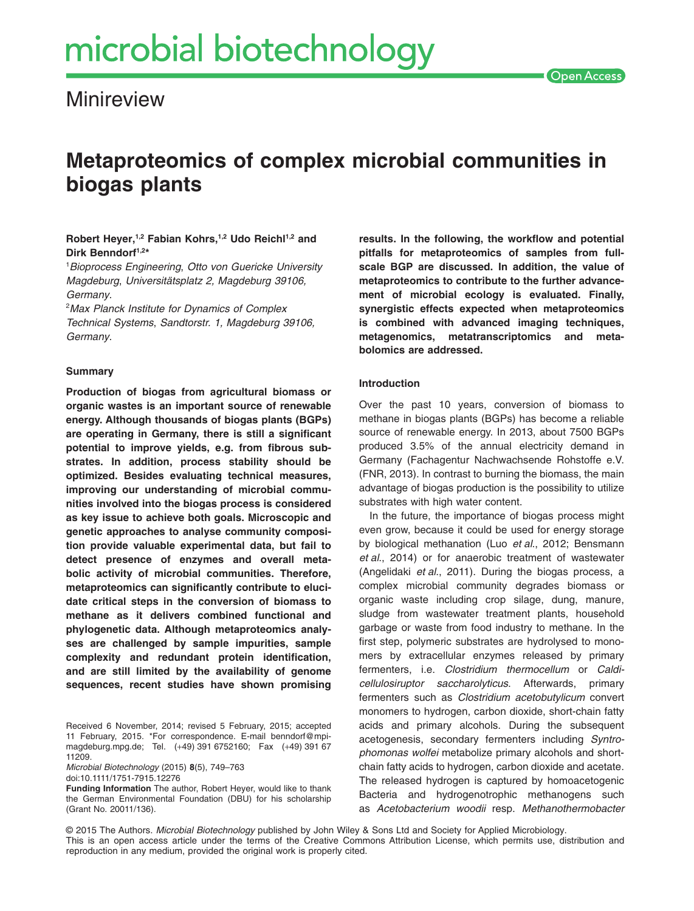Minireview

# Metaproteomics of complex microbial communities in biogas plants

**Robert Heyer,[1,2] Fabian Kohrs,[1,2] Udo Reichl[1,2] and Dirk Benndorf[1,2]***

[1]*Bioprocess Engineering, Otto von Guericke University Magdeburg, Universitätsplatz 2, Magdeburg 39106, Germany.*

[2]*Max Planck Institute for Dynamics of Complex Technical Systems, Sandtorstr. 1, Magdeburg 39106, Germany.*

## Summary

**Production of biogas from agricultural biomass or organic wastes is an important source of renewable energy. Although thousands of biogas plants (BGPs) are operating in Germany, there is still a significant potential to improve yields, e.g. from fibrous substrates. In addition, process stability should be optimized. Besides evaluating technical measures, improving our understanding of microbial communities involved into the biogas process is considered as key issue to achieve both goals. Microscopic and genetic approaches to analyse community composition provide valuable experimental data, but fail to detect presence of enzymes and overall metabolic activity of microbial communities. Therefore, metaproteomics can significantly contribute to elucidate critical steps in the conversion of biomass to methane as it delivers combined functional and phylogenetic data. Although metaproteomics analyses are challenged by sample impurities, sample complexity and redundant protein identification, and are still limited by the availability of genome sequences, recent studies have shown promising results. In the following, the workflow and potential pitfalls for metaproteomics of samples from full-scale BGP are discussed. In addition, the value of metaproteomics to contribute to the further advancement of microbial ecology is evaluated. Finally, synergistic effects expected when metaproteomics is combined with advanced imaging techniques, metagenomics, metatranscriptomics and metabolomics are addressed.**

Received 6 November, 2014; revised 5 February, 2015; accepted 11 February, 2015. *For correspondence. E-mail benndorf@mpi-magdeburg.mpg.de; Tel. (+49) 391 6752160; Fax (+49) 391 67 11209.

doi:10.1111/1751-7915.12276

**Funding Information** The author, Robert Heyer, would like to thank the German Environmental Foundation (DBU) for his scholarship (Grant No. 20011/136).

## Introduction

Over the past 10 years, conversion of biomass to methane in biogas plants (BGPs) has become a reliable source of renewable energy. In 2013, about 7500 BGPs produced 3.5% of the annual electricity demand in Germany (Fachagentur Nachwachsende Rohstoffe e.V. (FNR, 2013). In contrast to burning the biomass, the main advantage of biogas production is the possibility to utilize substrates with high water content.

In the future, the importance of biogas process might even grow, because it could be used for energy storage by biological methanation (Luo *et al*., 2012; Bensmann *et al*., 2014) or for anaerobic treatment of wastewater (Angelidaki *et al*., 2011). During the biogas process, a complex microbial community degrades biomass or organic waste including crop silage, dung, manure, sludge from wastewater treatment plants, household garbage or waste from food industry to methane. In the first step, polymeric substrates are hydrolysed to monomers by extracellular enzymes released by primary fermenters, i.e. *Clostridium thermocellum* or *Caldicellulosiruptor saccharolyticus*. Afterwards, primary fermenters such as *Clostridium acetobutylicum* convert monomers to hydrogen, carbon dioxide, short-chain fatty acids and primary alcohols. During the subsequent acetogenesis, secondary fermenters including *Syntrophomonas wolfei* metabolize primary alcohols and short-chain fatty acids to hydrogen, carbon dioxide and acetate. The released hydrogen is captured by homoacetogenic Bacteria and hydrogenotrophic methanogens such as *Acetobacterium woodii* resp. *Methanothermobacter*

© 2015 The Authors. *Microbial Biotechnology* published by John Wiley & Sons Ltd and Society for Applied Microbiology.
This is an open access article under the terms of the Creative Commons Attribution License, which permits use, distribution and reproduction in any medium, provided the original work is properly cited.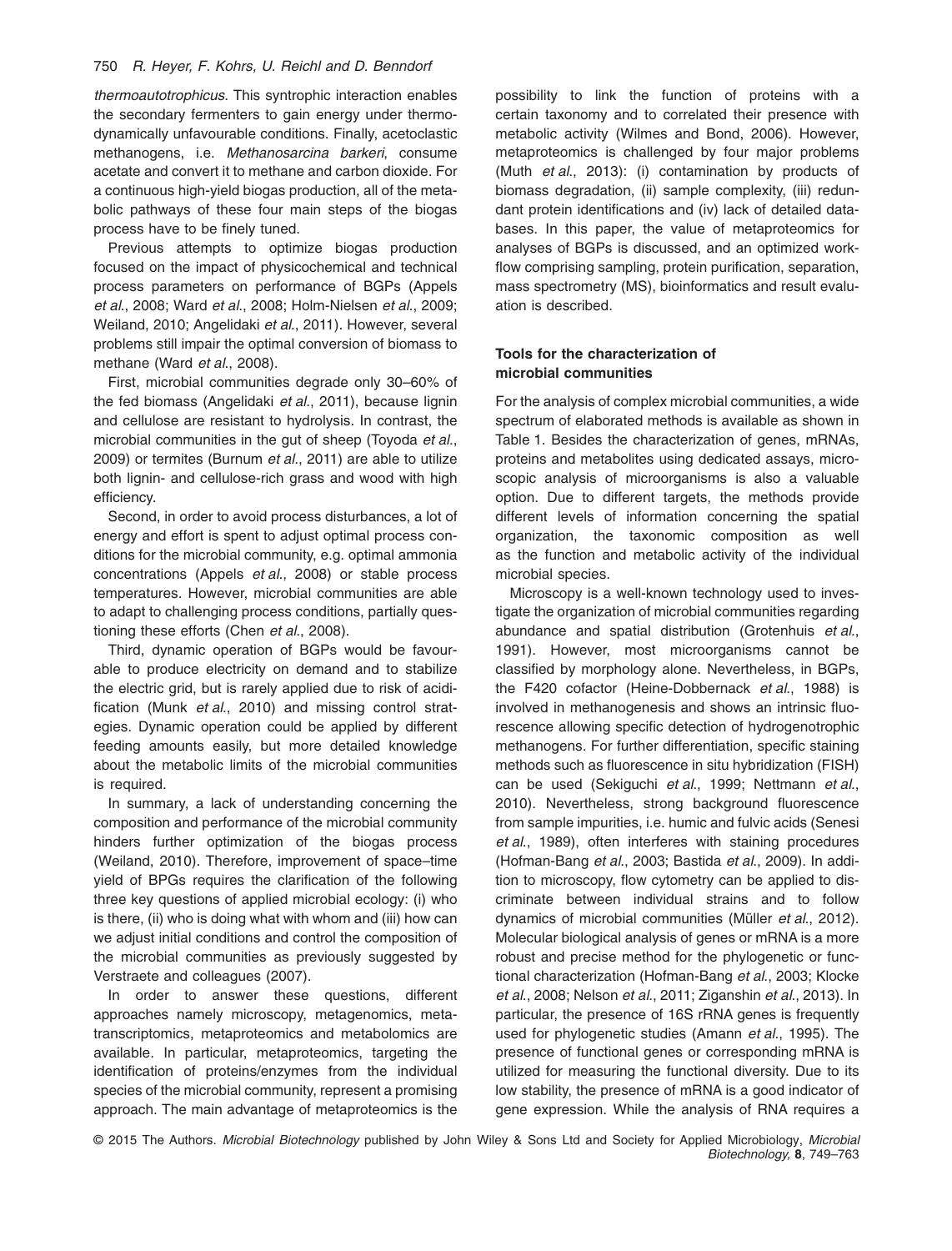*thermoautotrophicus*. This syntrophic interaction enables the secondary fermenters to gain energy under thermodynamically unfavourable conditions. Finally, acetoclastic methanogens, i.e. *Methanosarcina barkeri*, consume acetate and convert it to methane and carbon dioxide. For a continuous high-yield biogas production, all of the metabolic pathways of these four main steps of the biogas process have to be finely tuned.

Previous attempts to optimize biogas production focused on the impact of physicochemical and technical process parameters on performance of BGPs (Appels *et al*., 2008; Ward *et al*., 2008; Holm-Nielsen *et al*., 2009; Weiland, 2010; Angelidaki *et al*., 2011). However, several problems still impair the optimal conversion of biomass to methane (Ward *et al*., 2008).

First, microbial communities degrade only 30–60% of the fed biomass (Angelidaki *et al*., 2011), because lignin and cellulose are resistant to hydrolysis. In contrast, the microbial communities in the gut of sheep (Toyoda *et al*., 2009) or termites (Burnum *et al*., 2011) are able to utilize both lignin- and cellulose-rich grass and wood with high efficiency.

Second, in order to avoid process disturbances, a lot of energy and effort is spent to adjust optimal process conditions for the microbial community, e.g. optimal ammonia concentrations (Appels *et al*., 2008) or stable process temperatures. However, microbial communities are able to adapt to challenging process conditions, partially questioning these efforts (Chen *et al*., 2008).

Third, dynamic operation of BGPs would be favourable to produce electricity on demand and to stabilize the electric grid, but is rarely applied due to risk of acidification (Munk *et al*., 2010) and missing control strategies. Dynamic operation could be applied by different feeding amounts easily, but more detailed knowledge about the metabolic limits of the microbial communities is required.

In summary, a lack of understanding concerning the composition and performance of the microbial community hinders further optimization of the biogas process (Weiland, 2010). Therefore, improvement of space–time yield of BPGs requires the clarification of the following three key questions of applied microbial ecology: (i) who is there, (ii) who is doing what with whom and (iii) how can we adjust initial conditions and control the composition of the microbial communities as previously suggested by Verstraete and colleagues (2007).

In order to answer these questions, different approaches namely microscopy, metagenomics, metatranscriptomics, metaproteomics and metabolomics are available. In particular, metaproteomics, targeting the identification of proteins/enzymes from the individual species of the microbial community, represent a promising approach. The main advantage of metaproteomics is the possibility to link the function of proteins with a certain taxonomy and to correlated their presence with metabolic activity (Wilmes and Bond, 2006). However, metaproteomics is challenged by four major problems (Muth *et al*., 2013): (i) contamination by products of biomass degradation, (ii) sample complexity, (iii) redundant protein identifications and (iv) lack of detailed databases. In this paper, the value of metaproteomics for analyses of BGPs is discussed, and an optimized workflow comprising sampling, protein purification, separation, mass spectrometry (MS), bioinformatics and result evaluation is described.

## Tools for the characterization of microbial communities

For the analysis of complex microbial communities, a wide spectrum of elaborated methods is available as shown in Table 1. Besides the characterization of genes, mRNAs, proteins and metabolites using dedicated assays, microscopic analysis of microorganisms is also a valuable option. Due to different targets, the methods provide different levels of information concerning the spatial organization, the taxonomic composition as well as the function and metabolic activity of the individual microbial species.

Microscopy is a well-known technology used to investigate the organization of microbial communities regarding abundance and spatial distribution (Grotenhuis *et al*., 1991). However, most microorganisms cannot be classified by morphology alone. Nevertheless, in BGPs, the F420 cofactor (Heine-Dobbernack *et al*., 1988) is involved in methanogenesis and shows an intrinsic fluorescence allowing specific detection of hydrogenotrophic methanogens. For further differentiation, specific staining methods such as fluorescence in situ hybridization (FISH) can be used (Sekiguchi *et al*., 1999; Nettmann *et al*., 2010). Nevertheless, strong background fluorescence from sample impurities, i.e. humic and fulvic acids (Senesi *et al*., 1989), often interferes with staining procedures (Hofman-Bang *et al*., 2003; Bastida *et al*., 2009). In addition to microscopy, flow cytometry can be applied to discriminate between individual strains and to follow dynamics of microbial communities (Müller *et al*., 2012). Molecular biological analysis of genes or mRNA is a more robust and precise method for the phylogenetic or functional characterization (Hofman-Bang *et al*., 2003; Klocke *et al*., 2008; Nelson *et al*., 2011; Ziganshin *et al*., 2013). In particular, the presence of 16S rRNA genes is frequently used for phylogenetic studies (Amann *et al*., 1995). The presence of functional genes or corresponding mRNA is utilized for measuring the functional diversity. Due to its low stability, the presence of mRNA is a good indicator of gene expression. While the analysis of RNA requires a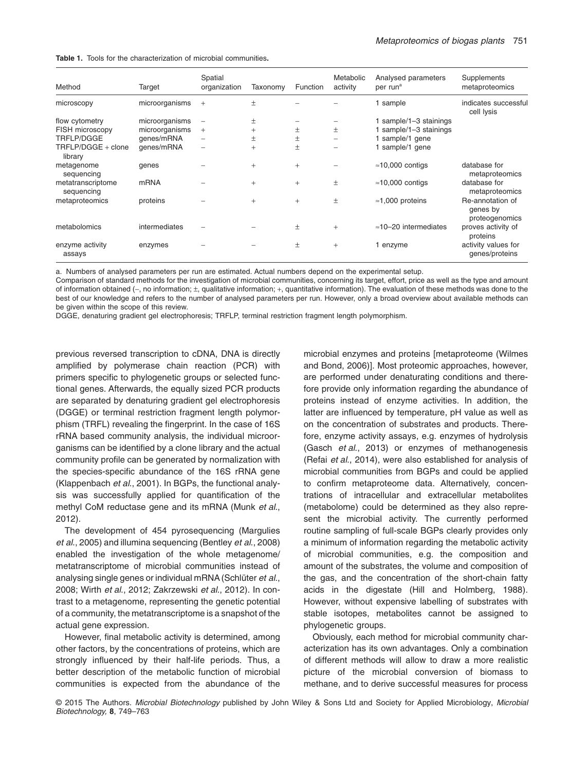**Table 1.** Tools for the characterization of microbial communities**.**

| Method | Target | Spatial organization | Taxonomy | Function | Metabolic activity | Analysed parameters per run[a] | Supplements metaproteomics |
|---|---|---|---|---|---|---|---|
| microscopy | microorganisms | + | ± | – | – | 1 sample | indicates successful cell lysis |
| flow cytometry | microorganisms | – | ± | – | – | 1 sample/1–3 stainings | |
| FISH microscopy | microorganisms | + | + | ± | ± | 1 sample/1–3 stainings | |
| TRFLP/DGGE | genes/mRNA | – | ± | ± | – | 1 sample/1 gene | |
| TRFLP/DGGE + clone library | genes/mRNA | – | + | ± | – | 1 sample/1 gene | |
| metagenome sequencing | genes | – | + | + | – | ≈10,000 contigs | database for metaproteomics |
| metatranscriptome sequencing | mRNA | – | + | + | ± | ≈10,000 contigs | database for metaproteomics |
| metaproteomics | proteins | – | + | + | ± | ≈1,000 proteins | Re-annotation of genes by proteogenomics |
| metabolomics | intermediates | – | – | ± | + | ≈10–20 intermediates | proves activity of proteins |
| enzyme activity assays | enzymes | – | – | ± | + | 1 enzyme | activity values for genes/proteins |

a. Numbers of analysed parameters per run are estimated. Actual numbers depend on the experimental setup.

Comparison of standard methods for the investigation of microbial communities, concerning its target, effort, price as well as the type and amount of information obtained (–, no information; ±, qualitative information; +, quantitative information). The evaluation of these methods was done to the best of our knowledge and refers to the number of analysed parameters per run. However, only a broad overview about available methods can be given within the scope of this review.

DGGE, denaturing gradient gel electrophoresis; TRFLP, terminal restriction fragment length polymorphism.

previous reversed transcription to cDNA, DNA is directly amplified by polymerase chain reaction (PCR) with primers specific to phylogenetic groups or selected functional genes. Afterwards, the equally sized PCR products are separated by denaturing gradient gel electrophoresis (DGGE) or terminal restriction fragment length polymorphism (TRFL) revealing the fingerprint. In the case of 16S rRNA based community analysis, the individual microorganisms can be identified by a clone library and the actual community profile can be generated by normalization with the species-specific abundance of the 16S rRNA gene (Klappenbach *et al.*, 2001). In BGPs, the functional analysis was successfully applied for quantification of the methyl CoM reductase gene and its mRNA (Munk *et al.*, 2012).

The development of 454 pyrosequencing (Margulies *et al.*, 2005) and illumina sequencing (Bentley *et al.*, 2008) enabled the investigation of the whole metagenome/metatranscriptome of microbial communities instead of analysing single genes or individual mRNA (Schlüter *et al.*, 2008; Wirth *et al.*, 2012; Zakrzewski *et al.*, 2012). In contrast to a metagenome, representing the genetic potential of a community, the metatranscriptome is a snapshot of the actual gene expression.

However, final metabolic activity is determined, among other factors, by the concentrations of proteins, which are strongly influenced by their half-life periods. Thus, a better description of the metabolic function of microbial communities is expected from the abundance of the microbial enzymes and proteins [metaproteome (Wilmes and Bond, 2006)]. Most proteomic approaches, however, are performed under denaturating conditions and therefore provide only information regarding the abundance of proteins instead of enzyme activities. In addition, the latter are influenced by temperature, pH value as well as on the concentration of substrates and products. Therefore, enzyme activity assays, e.g. enzymes of hydrolysis (Gasch *et al.*, 2013) or enzymes of methanogenesis (Refai *et al.*, 2014), were also established for analysis of microbial communities from BGPs and could be applied to confirm metaproteome data. Alternatively, concentrations of intracellular and extracellular metabolites (metabolome) could be determined as they also represent the microbial activity. The currently performed routine sampling of full-scale BGPs clearly provides only a minimum of information regarding the metabolic activity of microbial communities, e.g. the composition and amount of the substrates, the volume and composition of the gas, and the concentration of the short-chain fatty acids in the digestate (Hill and Holmberg, 1988). However, without expensive labelling of substrates with stable isotopes, metabolites cannot be assigned to phylogenetic groups.

Obviously, each method for microbial community characterization has its own advantages. Only a combination of different methods will allow to draw a more realistic picture of the microbial conversion of biomass to methane, and to derive successful measures for process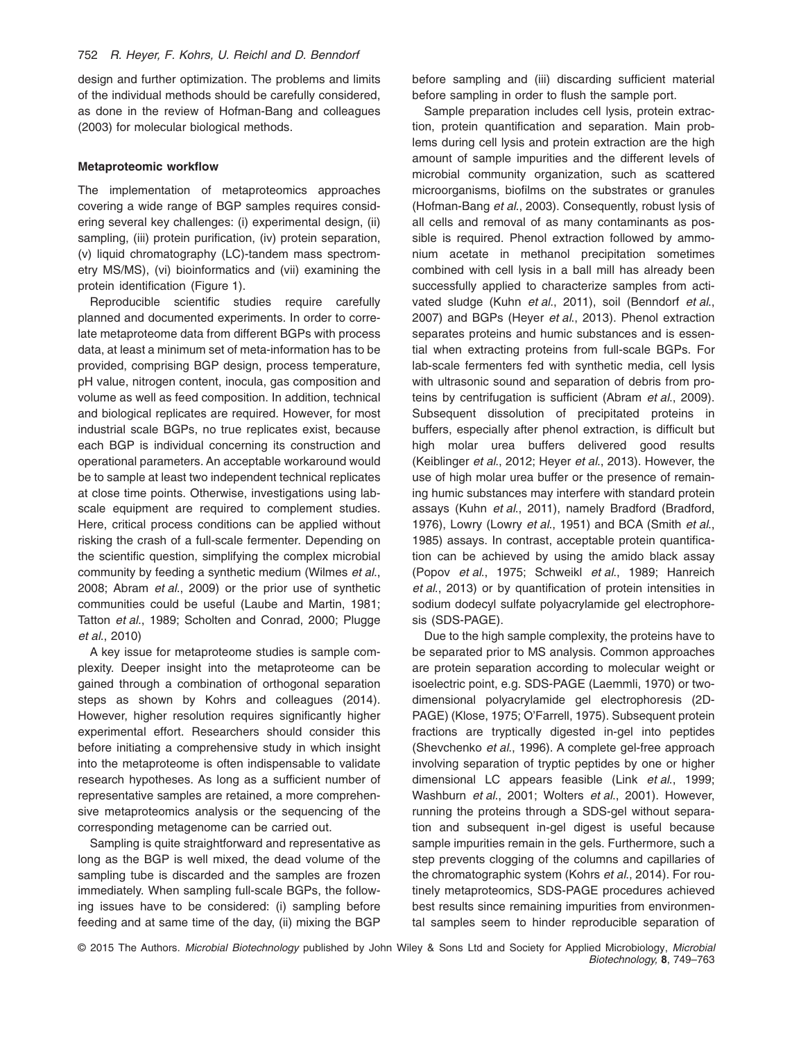design and further optimization. The problems and limits of the individual methods should be carefully considered, as done in the review of Hofman-Bang and colleagues (2003) for molecular biological methods.

### Metaproteomic workflow

The implementation of metaproteomics approaches covering a wide range of BGP samples requires considering several key challenges: (i) experimental design, (ii) sampling, (iii) protein purification, (iv) protein separation, (v) liquid chromatography (LC)-tandem mass spectrometry MS/MS), (vi) bioinformatics and (vii) examining the protein identification (Figure 1).

Reproducible scientific studies require carefully planned and documented experiments. In order to correlate metaproteome data from different BGPs with process data, at least a minimum set of meta-information has to be provided, comprising BGP design, process temperature, pH value, nitrogen content, inocula, gas composition and volume as well as feed composition. In addition, technical and biological replicates are required. However, for most industrial scale BGPs, no true replicates exist, because each BGP is individual concerning its construction and operational parameters. An acceptable workaround would be to sample at least two independent technical replicates at close time points. Otherwise, investigations using lab-scale equipment are required to complement studies. Here, critical process conditions can be applied without risking the crash of a full-scale fermenter. Depending on the scientific question, simplifying the complex microbial community by feeding a synthetic medium (Wilmes *et al.*, 2008; Abram *et al.*, 2009) or the prior use of synthetic communities could be useful (Laube and Martin, 1981; Tatton *et al.*, 1989; Scholten and Conrad, 2000; Plugge *et al.*, 2010)

A key issue for metaproteome studies is sample complexity. Deeper insight into the metaproteome can be gained through a combination of orthogonal separation steps as shown by Kohrs and colleagues (2014). However, higher resolution requires significantly higher experimental effort. Researchers should consider this before initiating a comprehensive study in which insight into the metaproteome is often indispensable to validate research hypotheses. As long as a sufficient number of representative samples are retained, a more comprehensive metaproteomics analysis or the sequencing of the corresponding metagenome can be carried out.

Sampling is quite straightforward and representative as long as the BGP is well mixed, the dead volume of the sampling tube is discarded and the samples are frozen immediately. When sampling full-scale BGPs, the following issues have to be considered: (i) sampling before feeding and at same time of the day, (ii) mixing the BGP before sampling and (iii) discarding sufficient material before sampling in order to flush the sample port.

Sample preparation includes cell lysis, protein extraction, protein quantification and separation. Main problems during cell lysis and protein extraction are the high amount of sample impurities and the different levels of microbial community organization, such as scattered microorganisms, biofilms on the substrates or granules (Hofman-Bang *et al.*, 2003). Consequently, robust lysis of all cells and removal of as many contaminants as possible is required. Phenol extraction followed by ammonium acetate in methanol precipitation sometimes combined with cell lysis in a ball mill has already been successfully applied to characterize samples from activated sludge (Kuhn *et al.*, 2011), soil (Benndorf *et al.*, 2007) and BGPs (Heyer *et al.*, 2013). Phenol extraction separates proteins and humic substances and is essential when extracting proteins from full-scale BGPs. For lab-scale fermenters fed with synthetic media, cell lysis with ultrasonic sound and separation of debris from proteins by centrifugation is sufficient (Abram *et al.*, 2009). Subsequent dissolution of precipitated proteins in buffers, especially after phenol extraction, is difficult but high molar urea buffers delivered good results (Keiblinger *et al.*, 2012; Heyer *et al.*, 2013). However, the use of high molar urea buffer or the presence of remaining humic substances may interfere with standard protein assays (Kuhn *et al.*, 2011), namely Bradford (Bradford, 1976), Lowry (Lowry *et al.*, 1951) and BCA (Smith *et al.*, 1985) assays. In contrast, acceptable protein quantification can be achieved by using the amido black assay (Popov *et al.*, 1975; Schweikl *et al.*, 1989; Hanreich *et al.*, 2013) or by quantification of protein intensities in sodium dodecyl sulfate polyacrylamide gel electrophoresis (SDS-PAGE).

Due to the high sample complexity, the proteins have to be separated prior to MS analysis. Common approaches are protein separation according to molecular weight or isoelectric point, e.g. SDS-PAGE (Laemmli, 1970) or two-dimensional polyacrylamide gel electrophoresis (2D-PAGE) (Klose, 1975; O'Farrell, 1975). Subsequent protein fractions are tryptically digested in-gel into peptides (Shevchenko *et al.*, 1996). A complete gel-free approach involving separation of tryptic peptides by one or higher dimensional LC appears feasible (Link *et al.*, 1999; Washburn *et al.*, 2001; Wolters *et al.*, 2001). However, running the proteins through a SDS-gel without separation and subsequent in-gel digest is useful because sample impurities remain in the gels. Furthermore, such a step prevents clogging of the columns and capillaries of the chromatographic system (Kohrs *et al.*, 2014). For routinely metaproteomics, SDS-PAGE procedures achieved best results since remaining impurities from environmental samples seem to hinder reproducible separation of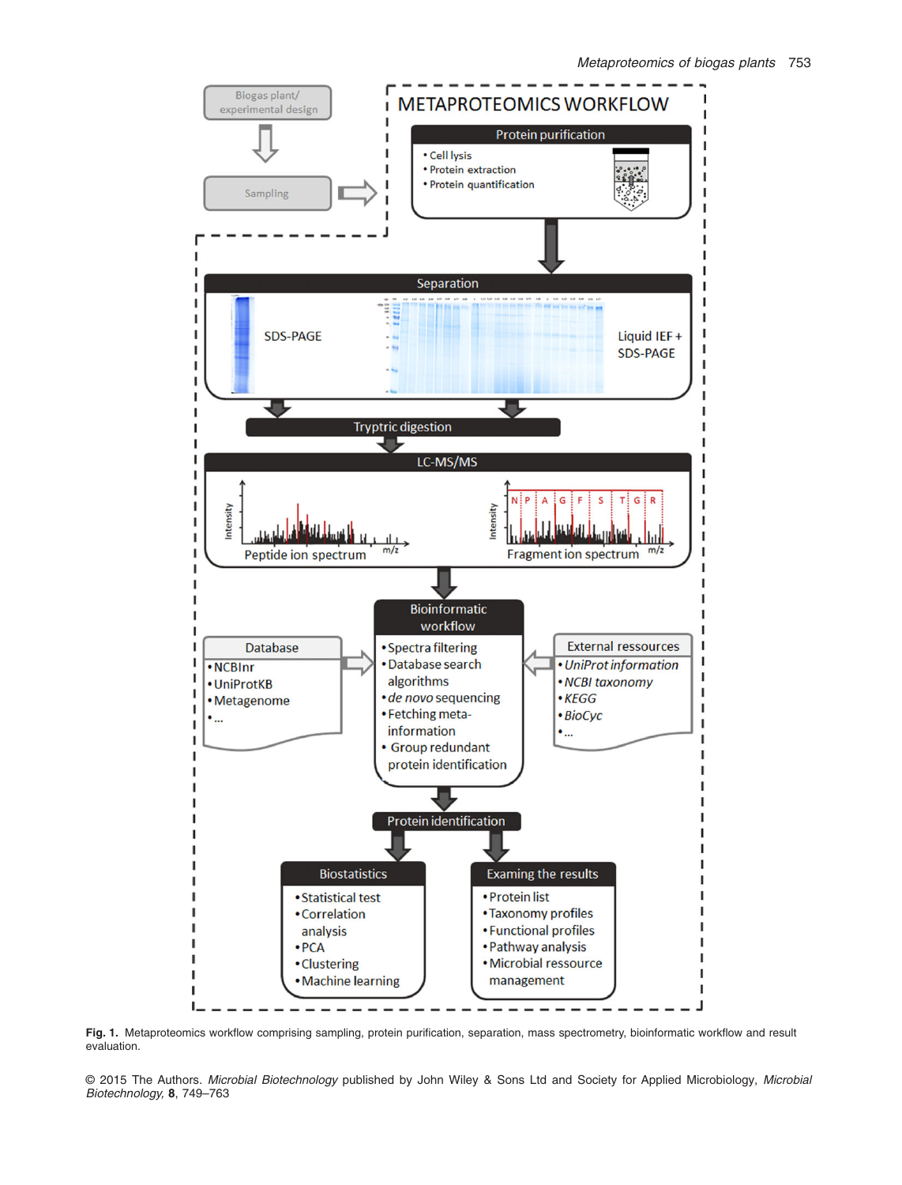**Fig. 1.** Metaproteomics workflow comprising sampling, protein purification, separation, mass spectrometry, bioinformatic workflow and result evaluation.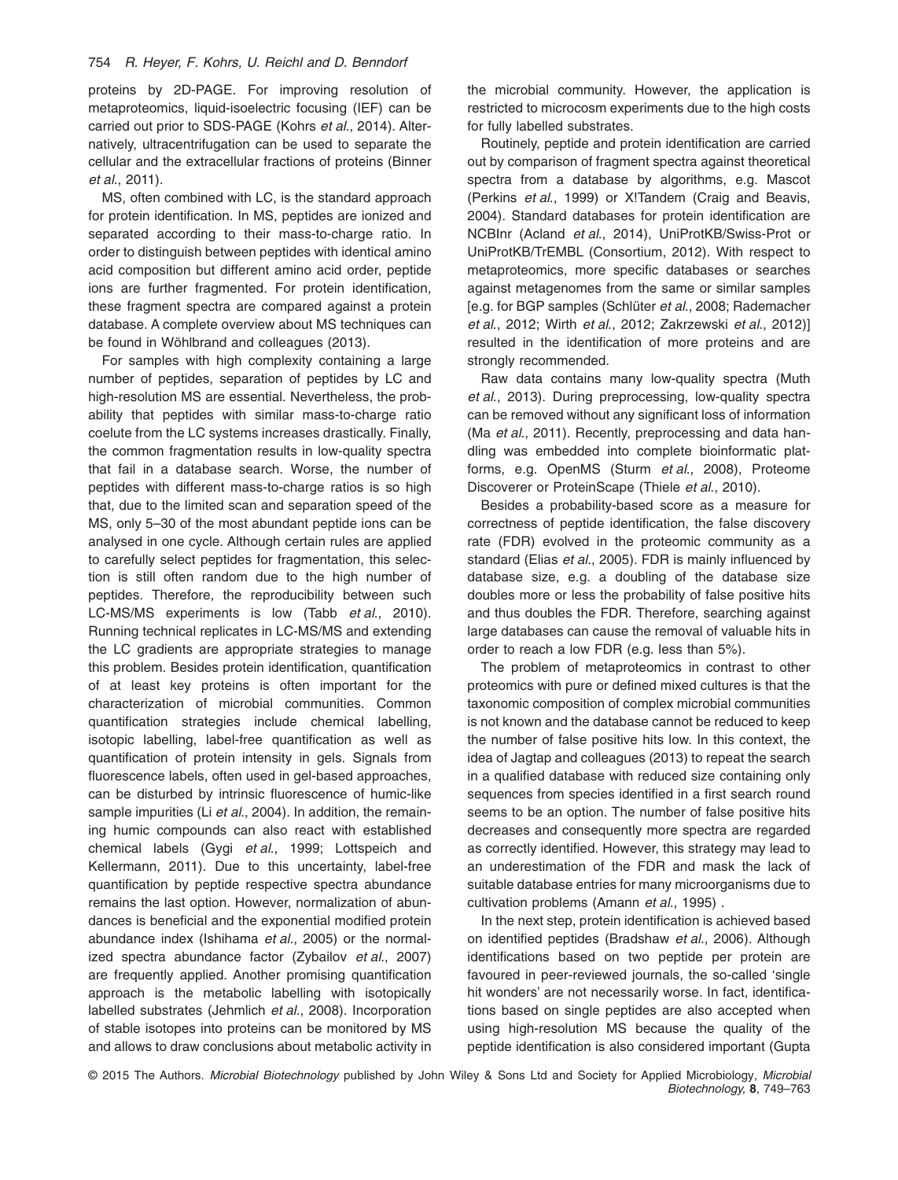proteins by 2D-PAGE. For improving resolution of metaproteomics, liquid-isoelectric focusing (IEF) can be carried out prior to SDS-PAGE (Kohrs *et al.*, 2014). Alternatively, ultracentrifugation can be used to separate the cellular and the extracellular fractions of proteins (Binner *et al.*, 2011).

MS, often combined with LC, is the standard approach for protein identification. In MS, peptides are ionized and separated according to their mass-to-charge ratio. In order to distinguish between peptides with identical amino acid composition but different amino acid order, peptide ions are further fragmented. For protein identification, these fragment spectra are compared against a protein database. A complete overview about MS techniques can be found in Wöhlbrand and colleagues (2013).

For samples with high complexity containing a large number of peptides, separation of peptides by LC and high-resolution MS are essential. Nevertheless, the probability that peptides with similar mass-to-charge ratio coelute from the LC systems increases drastically. Finally, the common fragmentation results in low-quality spectra that fail in a database search. Worse, the number of peptides with different mass-to-charge ratios is so high that, due to the limited scan and separation speed of the MS, only 5–30 of the most abundant peptide ions can be analysed in one cycle. Although certain rules are applied to carefully select peptides for fragmentation, this selection is still often random due to the high number of peptides. Therefore, the reproducibility between such LC-MS/MS experiments is low (Tabb *et al.*, 2010). Running technical replicates in LC-MS/MS and extending the LC gradients are appropriate strategies to manage this problem. Besides protein identification, quantification of at least key proteins is often important for the characterization of microbial communities. Common quantification strategies include chemical labelling, isotopic labelling, label-free quantification as well as quantification of protein intensity in gels. Signals from fluorescence labels, often used in gel-based approaches, can be disturbed by intrinsic fluorescence of humic-like sample impurities (Li *et al.*, 2004). In addition, the remaining humic compounds can also react with established chemical labels (Gygi *et al.*, 1999; Lottspeich and Kellermann, 2011). Due to this uncertainty, label-free quantification by peptide respective spectra abundance remains the last option. However, normalization of abundances is beneficial and the exponential modified protein abundance index (Ishihama *et al.*, 2005) or the normalized spectra abundance factor (Zybailov *et al.*, 2007) are frequently applied. Another promising quantification approach is the metabolic labelling with isotopically labelled substrates (Jehmlich *et al.*, 2008). Incorporation of stable isotopes into proteins can be monitored by MS and allows to draw conclusions about metabolic activity in the microbial community. However, the application is restricted to microcosm experiments due to the high costs for fully labelled substrates.

Routinely, peptide and protein identification are carried out by comparison of fragment spectra against theoretical spectra from a database by algorithms, e.g. Mascot (Perkins *et al.*, 1999) or X!Tandem (Craig and Beavis, 2004). Standard databases for protein identification are NCBInr (Acland *et al.*, 2014), UniProtKB/Swiss-Prot or UniProtKB/TrEMBL (Consortium, 2012). With respect to metaproteomics, more specific databases or searches against metagenomes from the same or similar samples [e.g. for BGP samples (Schlüter *et al.*, 2008; Rademacher *et al.*, 2012; Wirth *et al.*, 2012; Zakrzewski *et al.*, 2012)] resulted in the identification of more proteins and are strongly recommended.

Raw data contains many low-quality spectra (Muth *et al.*, 2013). During preprocessing, low-quality spectra can be removed without any significant loss of information (Ma *et al.*, 2011). Recently, preprocessing and data handling was embedded into complete bioinformatic platforms, e.g. OpenMS (Sturm *et al.*, 2008), Proteome Discoverer or ProteinScape (Thiele *et al.*, 2010).

Besides a probability-based score as a measure for correctness of peptide identification, the false discovery rate (FDR) evolved in the proteomic community as a standard (Elias *et al.*, 2005). FDR is mainly influenced by database size, e.g. a doubling of the database size doubles more or less the probability of false positive hits and thus doubles the FDR. Therefore, searching against large databases can cause the removal of valuable hits in order to reach a low FDR (e.g. less than 5%).

The problem of metaproteomics in contrast to other proteomics with pure or defined mixed cultures is that the taxonomic composition of complex microbial communities is not known and the database cannot be reduced to keep the number of false positive hits low. In this context, the idea of Jagtap and colleagues (2013) to repeat the search in a qualified database with reduced size containing only sequences from species identified in a first search round seems to be an option. The number of false positive hits decreases and consequently more spectra are regarded as correctly identified. However, this strategy may lead to an underestimation of the FDR and mask the lack of suitable database entries for many microorganisms due to cultivation problems (Amann *et al.*, 1995) .

In the next step, protein identification is achieved based on identified peptides (Bradshaw *et al.*, 2006). Although identifications based on two peptide per protein are favoured in peer-reviewed journals, the so-called 'single hit wonders' are not necessarily worse. In fact, identifications based on single peptides are also accepted when using high-resolution MS because the quality of the peptide identification is also considered important (Gupta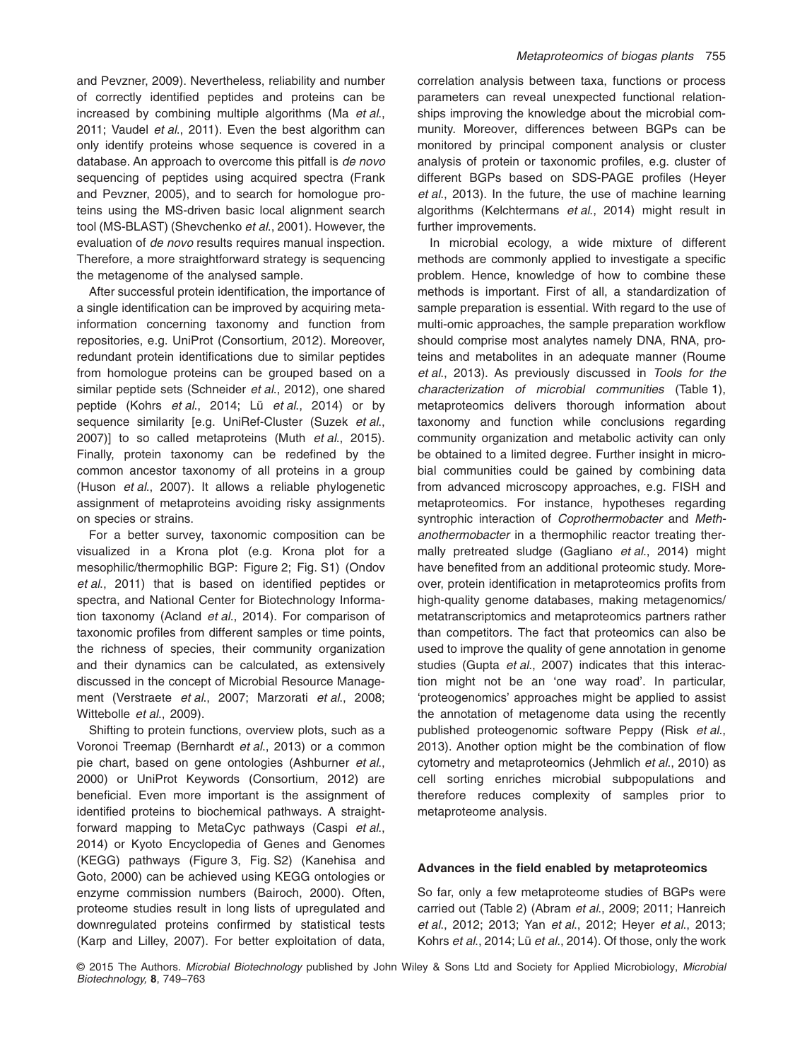and Pevzner, 2009). Nevertheless, reliability and number of correctly identified peptides and proteins can be increased by combining multiple algorithms (Ma *et al.*, 2011; Vaudel *et al.*, 2011). Even the best algorithm can only identify proteins whose sequence is covered in a database. An approach to overcome this pitfall is *de novo* sequencing of peptides using acquired spectra (Frank and Pevzner, 2005), and to search for homologue proteins using the MS-driven basic local alignment search tool (MS-BLAST) (Shevchenko *et al.*, 2001). However, the evaluation of *de novo* results requires manual inspection. Therefore, a more straightforward strategy is sequencing the metagenome of the analysed sample.

After successful protein identification, the importance of a single identification can be improved by acquiring meta-information concerning taxonomy and function from repositories, e.g. UniProt (Consortium, 2012). Moreover, redundant protein identifications due to similar peptides from homologue proteins can be grouped based on a similar peptide sets (Schneider *et al.*, 2012), one shared peptide (Kohrs *et al.*, 2014; Lü *et al.*, 2014) or by sequence similarity [e.g. UniRef-Cluster (Suzek *et al.*, 2007)] to so called metaproteins (Muth *et al.*, 2015). Finally, protein taxonomy can be redefined by the common ancestor taxonomy of all proteins in a group (Huson *et al.*, 2007). It allows a reliable phylogenetic assignment of metaproteins avoiding risky assignments on species or strains.

For a better survey, taxonomic composition can be visualized in a Krona plot (e.g. Krona plot for a mesophilic/thermophilic BGP: Figure 2; Fig. S1) (Ondov *et al.*, 2011) that is based on identified peptides or spectra, and National Center for Biotechnology Information taxonomy (Acland *et al.*, 2014). For comparison of taxonomic profiles from different samples or time points, the richness of species, their community organization and their dynamics can be calculated, as extensively discussed in the concept of Microbial Resource Management (Verstraete *et al.*, 2007; Marzorati *et al.*, 2008; Wittebolle *et al.*, 2009).

Shifting to protein functions, overview plots, such as a Voronoi Treemap (Bernhardt *et al.*, 2013) or a common pie chart, based on gene ontologies (Ashburner *et al.*, 2000) or UniProt Keywords (Consortium, 2012) are beneficial. Even more important is the assignment of identified proteins to biochemical pathways. A straightforward mapping to MetaCyc pathways (Caspi *et al.*, 2014) or Kyoto Encyclopedia of Genes and Genomes (KEGG) pathways (Figure 3, Fig. S2) (Kanehisa and Goto, 2000) can be achieved using KEGG ontologies or enzyme commission numbers (Bairoch, 2000). Often, proteome studies result in long lists of upregulated and downregulated proteins confirmed by statistical tests (Karp and Lilley, 2007). For better exploitation of data, correlation analysis between taxa, functions or process parameters can reveal unexpected functional relationships improving the knowledge about the microbial community. Moreover, differences between BGPs can be monitored by principal component analysis or cluster analysis of protein or taxonomic profiles, e.g. cluster of different BGPs based on SDS-PAGE profiles (Heyer *et al.*, 2013). In the future, the use of machine learning algorithms (Kelchtermans *et al.*, 2014) might result in further improvements.

In microbial ecology, a wide mixture of different methods are commonly applied to investigate a specific problem. Hence, knowledge of how to combine these methods is important. First of all, a standardization of sample preparation is essential. With regard to the use of multi-omic approaches, the sample preparation workflow should comprise most analytes namely DNA, RNA, proteins and metabolites in an adequate manner (Roume *et al.*, 2013). As previously discussed in *Tools for the characterization of microbial communities* (Table 1), metaproteomics delivers thorough information about taxonomy and function while conclusions regarding community organization and metabolic activity can only be obtained to a limited degree. Further insight in microbial communities could be gained by combining data from advanced microscopy approaches, e.g. FISH and metaproteomics. For instance, hypotheses regarding syntrophic interaction of *Coprothermobacter* and *Methanothermobacter* in a thermophilic reactor treating thermally pretreated sludge (Gagliano *et al.*, 2014) might have benefited from an additional proteomic study. Moreover, protein identification in metaproteomics profits from high-quality genome databases, making metagenomics/metatranscriptomics and metaproteomics partners rather than competitors. The fact that proteomics can also be used to improve the quality of gene annotation in genome studies (Gupta *et al.*, 2007) indicates that this interaction might not be an 'one way road'. In particular, 'proteogenomics' approaches might be applied to assist the annotation of metagenome data using the recently published proteogenomic software Peppy (Risk *et al.*, 2013). Another option might be the combination of flow cytometry and metaproteomics (Jehmlich *et al.*, 2010) as cell sorting enriches microbial subpopulations and therefore reduces complexity of samples prior to metaproteome analysis.

### Advances in the field enabled by metaproteomics

So far, only a few metaproteome studies of BGPs were carried out (Table 2) (Abram *et al.*, 2009; 2011; Hanreich *et al.*, 2012; 2013; Yan *et al.*, 2012; Heyer *et al.*, 2013; Kohrs *et al.*, 2014; Lü *et al.*, 2014). Of those, only the work

© 2015 The Authors. *Microbial Biotechnology* published by John Wiley & Sons Ltd and Society for Applied Microbiology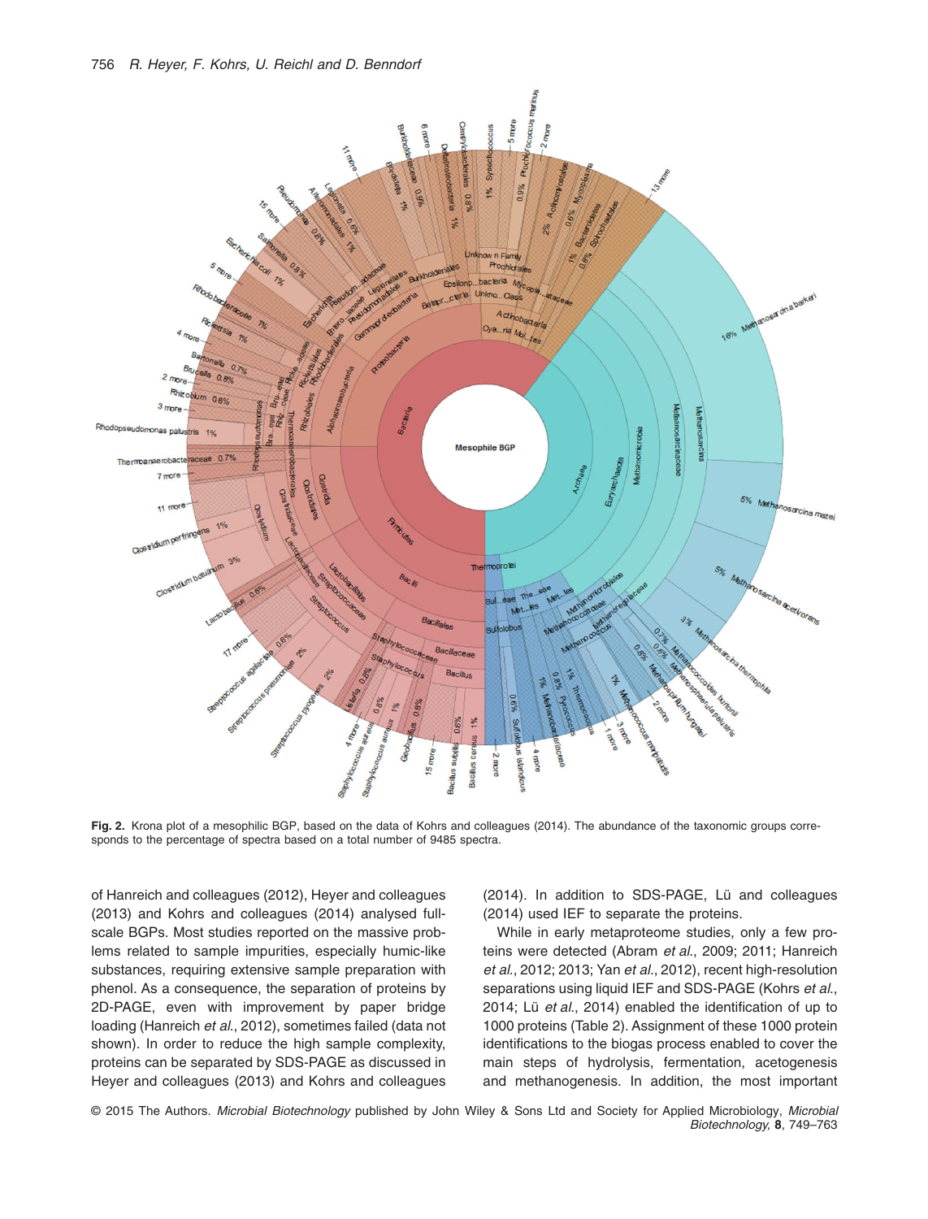**Fig. 2.** Krona plot of a mesophilic BGP, based on the data of Kohrs and colleagues (2014). The abundance of the taxonomic groups corresponds to the percentage of spectra based on a total number of 9485 spectra.

of Hanreich and colleagues (2012), Heyer and colleagues (2013) and Kohrs and colleagues (2014) analysed full-scale BGPs. Most studies reported on the massive problems related to sample impurities, especially humic-like substances, requiring extensive sample preparation with phenol. As a consequence, the separation of proteins by 2D-PAGE, even with improvement by paper bridge loading (Hanreich *et al.*, 2012), sometimes failed (data not shown). In order to reduce the high sample complexity, proteins can be separated by SDS-PAGE as discussed in Heyer and colleagues (2013) and Kohrs and colleagues (2014). In addition to SDS-PAGE, Lü and colleagues (2014) used IEF to separate the proteins.

While in early metaproteome studies, only a few proteins were detected (Abram *et al.*, 2009; 2011; Hanreich *et al.*, 2012; 2013; Yan *et al.*, 2012), recent high-resolution separations using liquid IEF and SDS-PAGE (Kohrs *et al.*, 2014; Lü *et al.*, 2014) enabled the identification of up to 1000 proteins (Table 2). Assignment of these 1000 protein identifications to the biogas process enabled to cover the main steps of hydrolysis, fermentation, acetogenesis and methanogenesis. In addition, the most important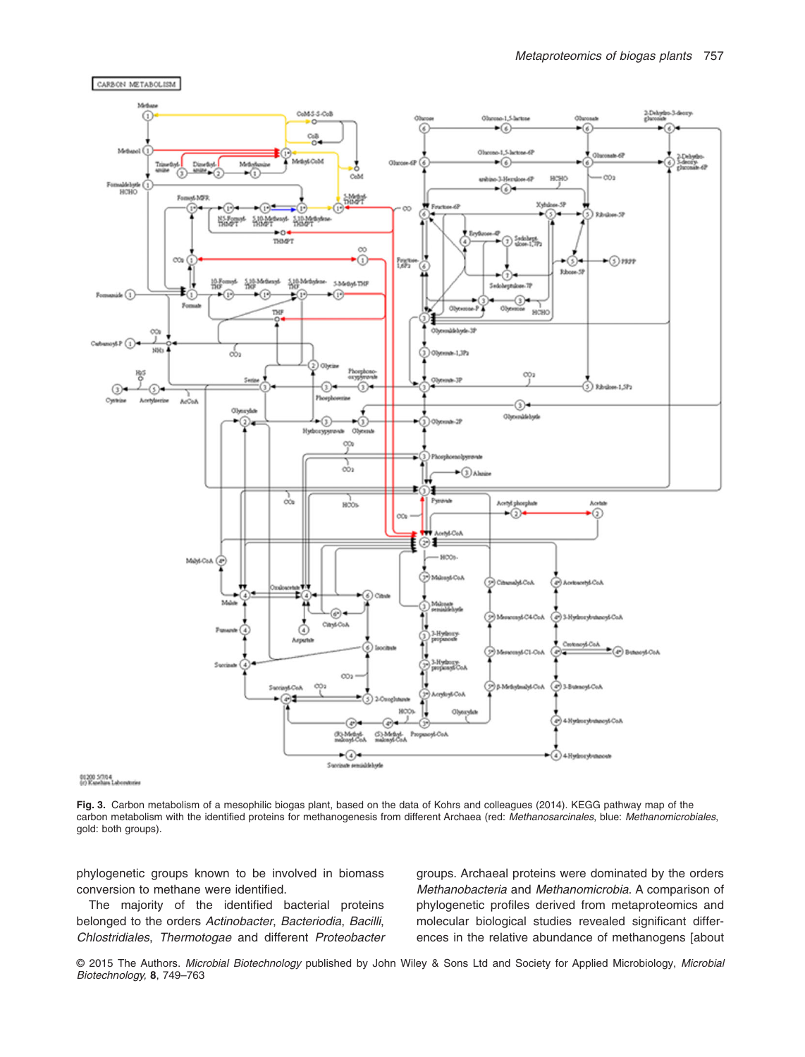**Fig. 3.** Carbon metabolism of a mesophilic biogas plant, based on the data of Kohrs and colleagues (2014). KEGG pathway map of the carbon metabolism with the identified proteins for methanogenesis from different Archaea (red: *Methanosarcinales*, blue: *Methanomicrobiales*, gold: both groups).

phylogenetic groups known to be involved in biomass conversion to methane were identified.

The majority of the identified bacterial proteins belonged to the orders *Actinobacter*, *Bacteriodia*, *Bacilli*, *Chlostridiales*, *Thermotogae* and different *Proteobacter* groups. Archaeal proteins were dominated by the orders *Methanobacteria* and *Methanomicrobia*. A comparison of phylogenetic profiles derived from metaproteomics and molecular biological studies revealed significant differences in the relative abundance of methanogens [about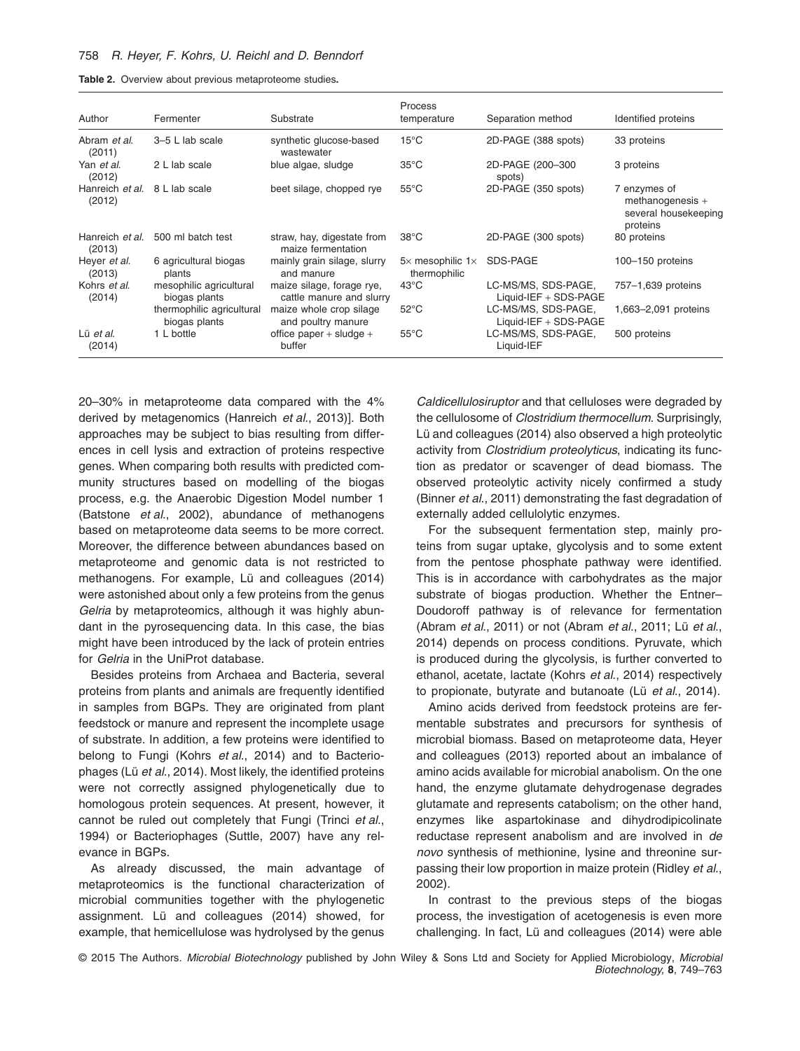**Table 2.** Overview about previous metaproteome studies.

| Author | Fermenter | Substrate | Process temperature | Separation method | Identified proteins |
|---|---|---|---|---|---|
| Abram *et al.* (2011) | 3–5 L lab scale | synthetic glucose-based wastewater | 15°C | 2D-PAGE (388 spots) | 33 proteins |
| Yan *et al.* (2012) | 2 L lab scale | blue algae, sludge | 35°C | 2D-PAGE (200–300 spots) | 3 proteins |
| Hanreich *et al.* (2012) | 8 L lab scale | beet silage, chopped rye | 55°C | 2D-PAGE (350 spots) | 7 enzymes of methanogenesis + several housekeeping proteins |
| Hanreich *et al.* (2013) | 500 ml batch test | straw, hay, digestate from maize fermentation | 38°C | 2D-PAGE (300 spots) | 80 proteins |
| Heyer *et al.* (2013) | 6 agricultural biogas plants | mainly grain silage, slurry and manure | 5× mesophilic 1× thermophilic | SDS-PAGE | 100–150 proteins |
| Kohrs *et al.* (2014) | mesophilic agricultural biogas plants | maize silage, forage rye, cattle manure and slurry | 43°C | LC-MS/MS, SDS-PAGE, Liquid-IEF + SDS-PAGE | 757–1,639 proteins |
| | thermophilic agricultural biogas plants | maize whole crop silage and poultry manure | 52°C | LC-MS/MS, SDS-PAGE, Liquid-IEF + SDS-PAGE | 1,663–2,091 proteins |
| Lü *et al.* (2014) | 1 L bottle | office paper + sludge + buffer | 55°C | LC-MS/MS, SDS-PAGE, Liquid-IEF | 500 proteins |

20–30% in metaproteome data compared with the 4% derived by metagenomics (Hanreich *et al.*, 2013)]. Both approaches may be subject to bias resulting from differences in cell lysis and extraction of proteins respective genes. When comparing both results with predicted community structures based on modelling of the biogas process, e.g. the Anaerobic Digestion Model number 1 (Batstone *et al.*, 2002), abundance of methanogens based on metaproteome data seems to be more correct. Moreover, the difference between abundances based on metaproteome and genomic data is not restricted to methanogens. For example, Lü and colleagues (2014) were astonished about only a few proteins from the genus *Gelria* by metaproteomics, although it was highly abundant in the pyrosequencing data. In this case, the bias might have been introduced by the lack of protein entries for *Gelria* in the UniProt database.

Besides proteins from Archaea and Bacteria, several proteins from plants and animals are frequently identified in samples from BGPs. They are originated from plant feedstock or manure and represent the incomplete usage of substrate. In addition, a few proteins were identified to belong to Fungi (Kohrs *et al.*, 2014) and to Bacteriophages (Lü *et al.*, 2014). Most likely, the identified proteins were not correctly assigned phylogenetically due to homologous protein sequences. At present, however, it cannot be ruled out completely that Fungi (Trinci *et al.*, 1994) or Bacteriophages (Suttle, 2007) have any relevance in BGPs.

As already discussed, the main advantage of metaproteomics is the functional characterization of microbial communities together with the phylogenetic assignment. Lü and colleagues (2014) showed, for example, that hemicellulose was hydrolysed by the genus *Caldicellulosiruptor* and that celluloses were degraded by the cellulosome of *Clostridium thermocellum*. Surprisingly, Lü and colleagues (2014) also observed a high proteolytic activity from *Clostridium proteolyticus*, indicating its function as predator or scavenger of dead biomass. The observed proteolytic activity nicely confirmed a study (Binner *et al.*, 2011) demonstrating the fast degradation of externally added cellulolytic enzymes.

For the subsequent fermentation step, mainly proteins from sugar uptake, glycolysis and to some extent from the pentose phosphate pathway were identified. This is in accordance with carbohydrates as the major substrate of biogas production. Whether the Entner–Doudoroff pathway is of relevance for fermentation (Abram *et al.*, 2011) or not (Abram *et al.*, 2011; Lü *et al.*, 2014) depends on process conditions. Pyruvate, which is produced during the glycolysis, is further converted to ethanol, acetate, lactate (Kohrs *et al.*, 2014) respectively to propionate, butyrate and butanoate (Lü *et al.*, 2014).

Amino acids derived from feedstock proteins are fermentable substrates and precursors for synthesis of microbial biomass. Based on metaproteome data, Heyer and colleagues (2013) reported about an imbalance of amino acids available for microbial anabolism. On the one hand, the enzyme glutamate dehydrogenase degrades glutamate and represents catabolism; on the other hand, enzymes like aspartokinase and dihydrodipicolinate reductase represent anabolism and are involved in *de novo* synthesis of methionine, lysine and threonine surpassing their low proportion in maize protein (Ridley *et al.*, 2002).

In contrast to the previous steps of the biogas process, the investigation of acetogenesis is even more challenging. In fact, Lü and colleagues (2014) were able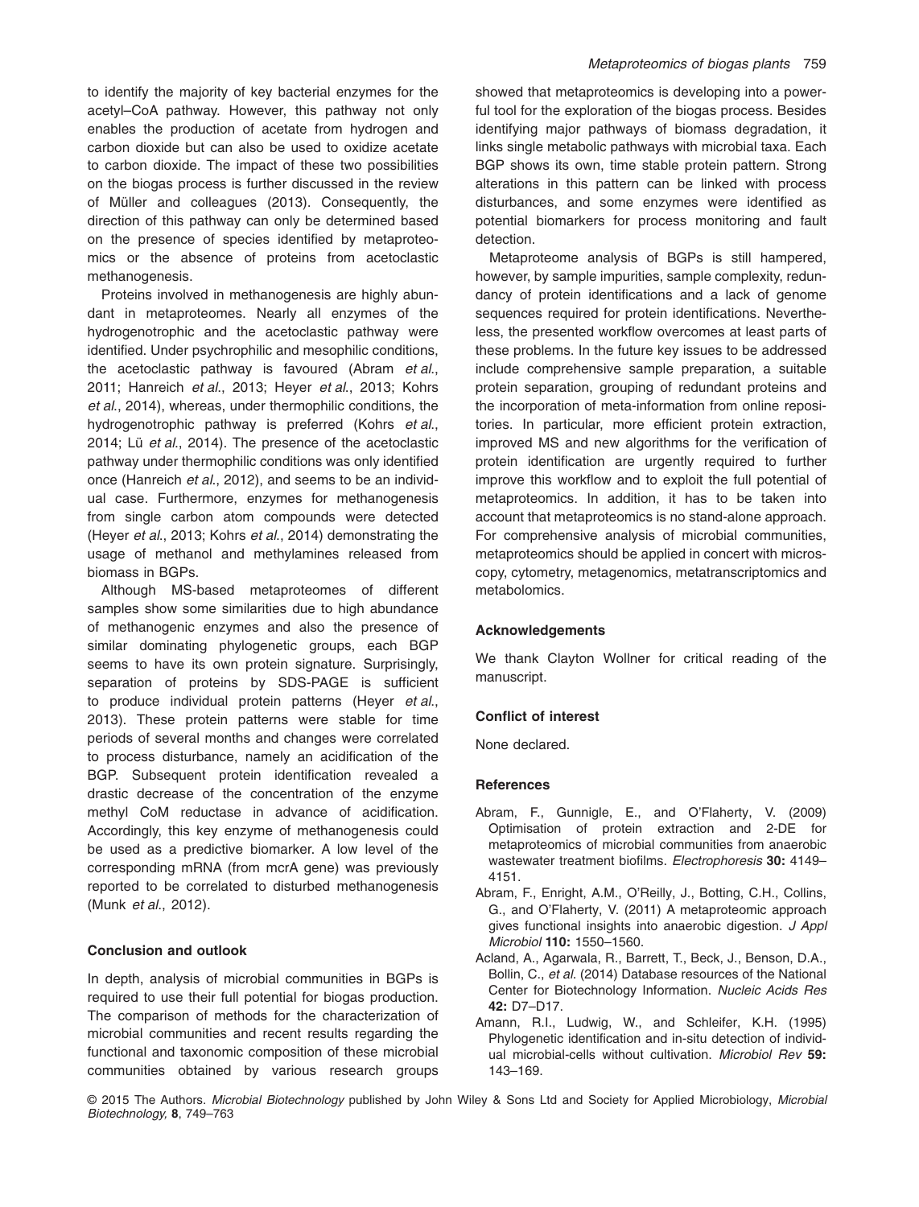to identify the majority of key bacterial enzymes for the acetyl–CoA pathway. However, this pathway not only enables the production of acetate from hydrogen and carbon dioxide but can also be used to oxidize acetate to carbon dioxide. The impact of these two possibilities on the biogas process is further discussed in the review of Müller and colleagues (2013). Consequently, the direction of this pathway can only be determined based on the presence of species identified by metaproteomics or the absence of proteins from acetoclastic methanogenesis.

Proteins involved in methanogenesis are highly abundant in metaproteomes. Nearly all enzymes of the hydrogenotrophic and the acetoclastic pathway were identified. Under psychrophilic and mesophilic conditions, the acetoclastic pathway is favoured (Abram *et al*., 2011; Hanreich *et al*., 2013; Heyer *et al*., 2013; Kohrs *et al*., 2014), whereas, under thermophilic conditions, the hydrogenotrophic pathway is preferred (Kohrs *et al*., 2014; Lü *et al*., 2014). The presence of the acetoclastic pathway under thermophilic conditions was only identified once (Hanreich *et al*., 2012), and seems to be an individual case. Furthermore, enzymes for methanogenesis from single carbon atom compounds were detected (Heyer *et al*., 2013; Kohrs *et al*., 2014) demonstrating the usage of methanol and methylamines released from biomass in BGPs.

Although MS-based metaproteomes of different samples show some similarities due to high abundance of methanogenic enzymes and also the presence of similar dominating phylogenetic groups, each BGP seems to have its own protein signature. Surprisingly, separation of proteins by SDS-PAGE is sufficient to produce individual protein patterns (Heyer *et al*., 2013). These protein patterns were stable for time periods of several months and changes were correlated to process disturbance, namely an acidification of the BGP. Subsequent protein identification revealed a drastic decrease of the concentration of the enzyme methyl CoM reductase in advance of acidification. Accordingly, this key enzyme of methanogenesis could be used as a predictive biomarker. A low level of the corresponding mRNA (from mcrA gene) was previously reported to be correlated to disturbed methanogenesis (Munk *et al*., 2012).

### Conclusion and outlook

In depth, analysis of microbial communities in BGPs is required to use their full potential for biogas production. The comparison of methods for the characterization of microbial communities and recent results regarding the functional and taxonomic composition of these microbial communities obtained by various research groups showed that metaproteomics is developing into a powerful tool for the exploration of the biogas process. Besides identifying major pathways of biomass degradation, it links single metabolic pathways with microbial taxa. Each BGP shows its own, time stable protein pattern. Strong alterations in this pattern can be linked with process disturbances, and some enzymes were identified as potential biomarkers for process monitoring and fault detection.

Metaproteome analysis of BGPs is still hampered, however, by sample impurities, sample complexity, redundancy of protein identifications and a lack of genome sequences required for protein identifications. Nevertheless, the presented workflow overcomes at least parts of these problems. In the future key issues to be addressed include comprehensive sample preparation, a suitable protein separation, grouping of redundant proteins and the incorporation of meta-information from online repositories. In particular, more efficient protein extraction, improved MS and new algorithms for the verification of protein identification are urgently required to further improve this workflow and to exploit the full potential of metaproteomics. In addition, it has to be taken into account that metaproteomics is no stand-alone approach. For comprehensive analysis of microbial communities, metaproteomics should be applied in concert with microscopy, cytometry, metagenomics, metatranscriptomics and metabolomics.

### Acknowledgements

We thank Clayton Wollner for critical reading of the manuscript.

### Conflict of interest

None declared.

### References

- Abram, F., Gunnigle, E., and O'Flaherty, V. (2009) Optimisation of protein extraction and 2-DE for metaproteomics of microbial communities from anaerobic wastewater treatment biofilms. *Electrophoresis* **30:** 4149–4151.
- Abram, F., Enright, A.M., O'Reilly, J., Botting, C.H., Collins, G., and O'Flaherty, V. (2011) A metaproteomic approach gives functional insights into anaerobic digestion. *J Appl Microbiol* **110:** 1550–1560.
- Acland, A., Agarwala, R., Barrett, T., Beck, J., Benson, D.A., Bollin, C., *et al*. (2014) Database resources of the National Center for Biotechnology Information. *Nucleic Acids Res* **42:** D7–D17.
- Amann, R.I., Ludwig, W., and Schleifer, K.H. (1995) Phylogenetic identification and in-situ detection of individual microbial-cells without cultivation. *Microbiol Rev* **59:** 143–169.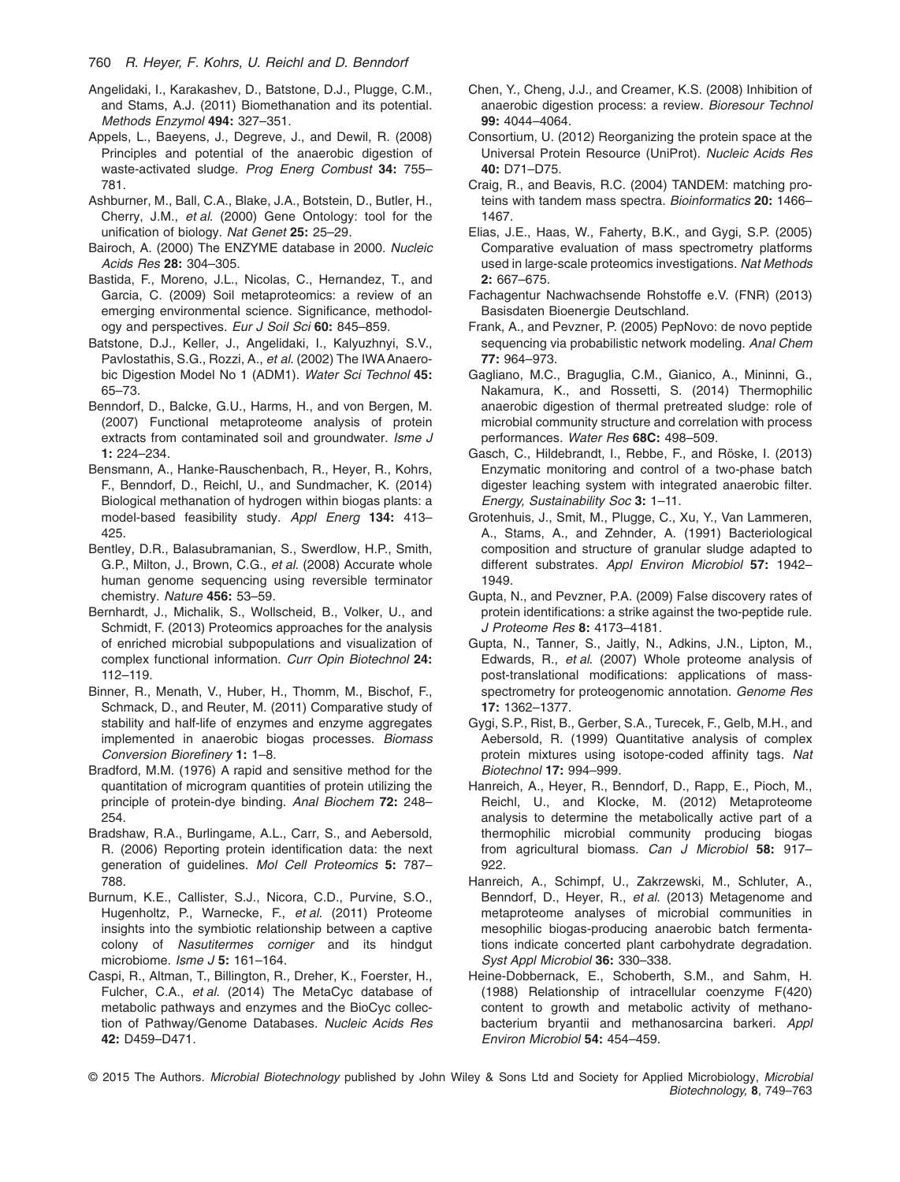Angelidaki, I., Karakashev, D., Batstone, D.J., Plugge, C.M., and Stams, A.J. (2011) Biomethanation and its potential. *Methods Enzymol* **494:** 327–351.

Appels, L., Baeyens, J., Degreve, J., and Dewil, R. (2008) Principles and potential of the anaerobic digestion of waste-activated sludge. *Prog Energ Combust* **34:** 755–781.

Ashburner, M., Ball, C.A., Blake, J.A., Botstein, D., Butler, H., Cherry, J.M., *et al.* (2000) Gene Ontology: tool for the unification of biology. *Nat Genet* **25:** 25–29.

Bairoch, A. (2000) The ENZYME database in 2000. *Nucleic Acids Res* **28:** 304–305.

Bastida, F., Moreno, J.L., Nicolas, C., Hernandez, T., and Garcia, C. (2009) Soil metaproteomics: a review of an emerging environmental science. Significance, methodology and perspectives. *Eur J Soil Sci* **60:** 845–859.

Batstone, D.J., Keller, J., Angelidaki, I., Kalyuzhnyi, S.V., Pavlostathis, S.G., Rozzi, A., *et al.* (2002) The IWA Anaerobic Digestion Model No 1 (ADM1). *Water Sci Technol* **45:** 65–73.

Benndorf, D., Balcke, G.U., Harms, H., and von Bergen, M. (2007) Functional metaproteome analysis of protein extracts from contaminated soil and groundwater. *Isme J* **1:** 224–234.

Bensmann, A., Hanke-Rauschenbach, R., Heyer, R., Kohrs, F., Benndorf, D., Reichl, U., and Sundmacher, K. (2014) Biological methanation of hydrogen within biogas plants: a model-based feasibility study. *Appl Energ* **134:** 413–425.

Bentley, D.R., Balasubramanian, S., Swerdlow, H.P., Smith, G.P., Milton, J., Brown, C.G., *et al.* (2008) Accurate whole human genome sequencing using reversible terminator chemistry. *Nature* **456:** 53–59.

Bernhardt, J., Michalik, S., Wollscheid, B., Volker, U., and Schmidt, F. (2013) Proteomics approaches for the analysis of enriched microbial subpopulations and visualization of complex functional information. *Curr Opin Biotechnol* **24:** 112–119.

Binner, R., Menath, V., Huber, H., Thomm, M., Bischof, F., Schmack, D., and Reuter, M. (2011) Comparative study of stability and half-life of enzymes and enzyme aggregates implemented in anaerobic biogas processes. *Biomass Conversion Biorefinery* **1:** 1–8.

Bradford, M.M. (1976) A rapid and sensitive method for the quantitation of microgram quantities of protein utilizing the principle of protein-dye binding. *Anal Biochem* **72:** 248–254.

Bradshaw, R.A., Burlingame, A.L., Carr, S., and Aebersold, R. (2006) Reporting protein identification data: the next generation of guidelines. *Mol Cell Proteomics* **5:** 787–788.

Burnum, K.E., Callister, S.J., Nicora, C.D., Purvine, S.O., Hugenholtz, P., Warnecke, F., *et al.* (2011) Proteome insights into the symbiotic relationship between a captive colony of *Nasutitermes corniger* and its hindgut microbiome. *Isme J* **5:** 161–164.

Caspi, R., Altman, T., Billington, R., Dreher, K., Foerster, H., Fulcher, C.A., *et al.* (2014) The MetaCyc database of metabolic pathways and enzymes and the BioCyc collection of Pathway/Genome Databases. *Nucleic Acids Res* **42:** D459–D471.

Chen, Y., Cheng, J.J., and Creamer, K.S. (2008) Inhibition of anaerobic digestion process: a review. *Bioresour Technol* **99:** 4044–4064.

Consortium, U. (2012) Reorganizing the protein space at the Universal Protein Resource (UniProt). *Nucleic Acids Res* **40:** D71–D75.

Craig, R., and Beavis, R.C. (2004) TANDEM: matching proteins with tandem mass spectra. *Bioinformatics* **20:** 1466–1467.

Elias, J.E., Haas, W., Faherty, B.K., and Gygi, S.P. (2005) Comparative evaluation of mass spectrometry platforms used in large-scale proteomics investigations. *Nat Methods* **2:** 667–675.

Fachagentur Nachwachsende Rohstoffe e.V. (FNR) (2013) Basisdaten Bioenergie Deutschland.

Frank, A., and Pevzner, P. (2005) PepNovo: de novo peptide sequencing via probabilistic network modeling. *Anal Chem* **77:** 964–973.

Gagliano, M.C., Braguglia, C.M., Gianico, A., Mininni, G., Nakamura, K., and Rossetti, S. (2014) Thermophilic anaerobic digestion of thermal pretreated sludge: role of microbial community structure and correlation with process performances. *Water Res* **68C:** 498–509.

Gasch, C., Hildebrandt, I., Rebbe, F., and Röske, I. (2013) Enzymatic monitoring and control of a two-phase batch digester leaching system with integrated anaerobic filter. *Energy, Sustainability Soc* **3:** 1–11.

Grotenhuis, J., Smit, M., Plugge, C., Xu, Y., Van Lammeren, A., Stams, A., and Zehnder, A. (1991) Bacteriological composition and structure of granular sludge adapted to different substrates. *Appl Environ Microbiol* **57:** 1942–1949.

Gupta, N., and Pevzner, P.A. (2009) False discovery rates of protein identifications: a strike against the two-peptide rule. *J Proteome Res* **8:** 4173–4181.

Gupta, N., Tanner, S., Jaitly, N., Adkins, J.N., Lipton, M., Edwards, R., *et al.* (2007) Whole proteome analysis of post-translational modifications: applications of mass-spectrometry for proteogenomic annotation. *Genome Res* **17:** 1362–1377.

Gygi, S.P., Rist, B., Gerber, S.A., Turecek, F., Gelb, M.H., and Aebersold, R. (1999) Quantitative analysis of complex protein mixtures using isotope-coded affinity tags. *Nat Biotechnol* **17:** 994–999.

Hanreich, A., Heyer, R., Benndorf, D., Rapp, E., Pioch, M., Reichl, U., and Klocke, M. (2012) Metaproteome analysis to determine the metabolically active part of a thermophilic microbial community producing biogas from agricultural biomass. *Can J Microbiol* **58:** 917–922.

Hanreich, A., Schimpf, U., Zakrzewski, M., Schluter, A., Benndorf, D., Heyer, R., *et al.* (2013) Metagenome and metaproteome analyses of microbial communities in mesophilic biogas-producing anaerobic batch fermentations indicate concerted plant carbohydrate degradation. *Syst Appl Microbiol* **36:** 330–338.

Heine-Dobbernack, E., Schoberth, S.M., and Sahm, H. (1988) Relationship of intracellular coenzyme F(420) content to growth and metabolic activity of methanobacterium bryantii and methanosarcina barkeri. *Appl Environ Microbiol* **54:** 454–459.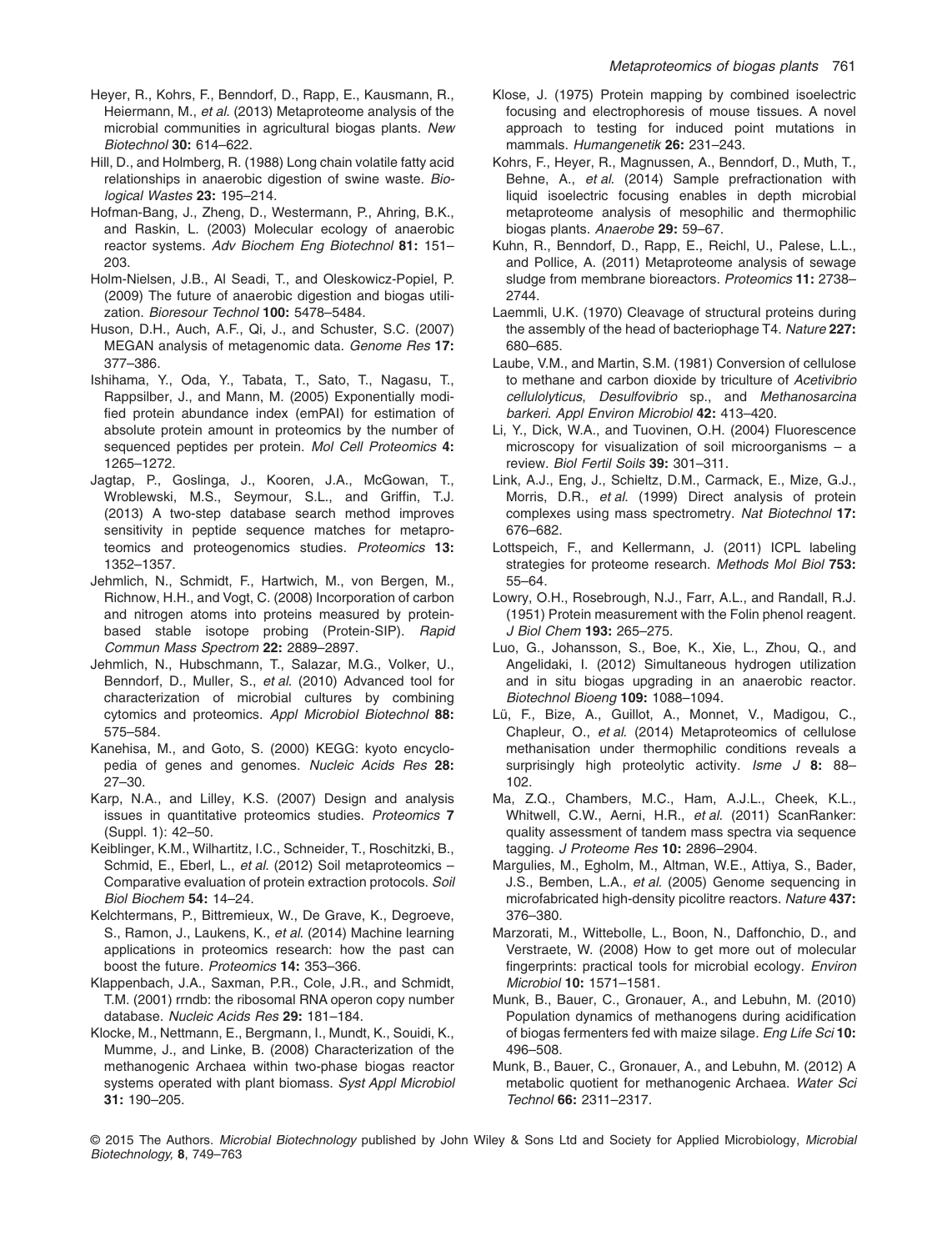Heyer, R., Kohrs, F., Benndorf, D., Rapp, E., Kausmann, R., Heiermann, M., *et al.* (2013) Metaproteome analysis of the microbial communities in agricultural biogas plants. *New Biotechnol* **30:** 614–622.

Hill, D., and Holmberg, R. (1988) Long chain volatile fatty acid relationships in anaerobic digestion of swine waste. *Biological Wastes* **23:** 195–214.

Hofman-Bang, J., Zheng, D., Westermann, P., Ahring, B.K., and Raskin, L. (2003) Molecular ecology of anaerobic reactor systems. *Adv Biochem Eng Biotechnol* **81:** 151–203.

Holm-Nielsen, J.B., Al Seadi, T., and Oleskowicz-Popiel, P. (2009) The future of anaerobic digestion and biogas utilization. *Bioresour Technol* **100:** 5478–5484.

Huson, D.H., Auch, A.F., Qi, J., and Schuster, S.C. (2007) MEGAN analysis of metagenomic data. *Genome Res* **17:** 377–386.

Ishihama, Y., Oda, Y., Tabata, T., Sato, T., Nagasu, T., Rappsilber, J., and Mann, M. (2005) Exponentially modified protein abundance index (emPAI) for estimation of absolute protein amount in proteomics by the number of sequenced peptides per protein. *Mol Cell Proteomics* **4:** 1265–1272.

Jagtap, P., Goslinga, J., Kooren, J.A., McGowan, T., Wroblewski, M.S., Seymour, S.L., and Griffin, T.J. (2013) A two-step database search method improves sensitivity in peptide sequence matches for metaproteomics and proteogenomics studies. *Proteomics* **13:** 1352–1357.

Jehmlich, N., Schmidt, F., Hartwich, M., von Bergen, M., Richnow, H.H., and Vogt, C. (2008) Incorporation of carbon and nitrogen atoms into proteins measured by protein-based stable isotope probing (Protein-SIP). *Rapid Commun Mass Spectrom* **22:** 2889–2897.

Jehmlich, N., Hubschmann, T., Salazar, M.G., Volker, U., Benndorf, D., Muller, S., *et al.* (2010) Advanced tool for characterization of microbial cultures by combining cytomics and proteomics. *Appl Microbiol Biotechnol* **88:** 575–584.

Kanehisa, M., and Goto, S. (2000) KEGG: kyoto encyclopedia of genes and genomes. *Nucleic Acids Res* **28:** 27–30.

Karp, N.A., and Lilley, K.S. (2007) Design and analysis issues in quantitative proteomics studies. *Proteomics* **7** (Suppl. 1): 42–50.

Keiblinger, K.M., Wilhartitz, I.C., Schneider, T., Roschitzki, B., Schmid, E., Eberl, L., *et al.* (2012) Soil metaproteomics – Comparative evaluation of protein extraction protocols. *Soil Biol Biochem* **54:** 14–24.

Kelchtermans, P., Bittremieux, W., De Grave, K., Degroeve, S., Ramon, J., Laukens, K., *et al.* (2014) Machine learning applications in proteomics research: how the past can boost the future. *Proteomics* **14:** 353–366.

Klappenbach, J.A., Saxman, P.R., Cole, J.R., and Schmidt, T.M. (2001) rrndb: the ribosomal RNA operon copy number database. *Nucleic Acids Res* **29:** 181–184.

Klocke, M., Nettmann, E., Bergmann, I., Mundt, K., Souidi, K., Mumme, J., and Linke, B. (2008) Characterization of the methanogenic Archaea within two-phase biogas reactor systems operated with plant biomass. *Syst Appl Microbiol* **31:** 190–205.

Klose, J. (1975) Protein mapping by combined isoelectric focusing and electrophoresis of mouse tissues. A novel approach to testing for induced point mutations in mammals. *Humangenetik* **26:** 231–243.

Kohrs, F., Heyer, R., Magnussen, A., Benndorf, D., Muth, T., Behne, A., *et al.* (2014) Sample prefractionation with liquid isoelectric focusing enables in depth microbial metaproteome analysis of mesophilic and thermophilic biogas plants. *Anaerobe* **29:** 59–67.

Kuhn, R., Benndorf, D., Rapp, E., Reichl, U., Palese, L.L., and Pollice, A. (2011) Metaproteome analysis of sewage sludge from membrane bioreactors. *Proteomics* **11:** 2738–2744.

Laemmli, U.K. (1970) Cleavage of structural proteins during the assembly of the head of bacteriophage T4. *Nature* **227:** 680–685.

Laube, V.M., and Martin, S.M. (1981) Conversion of cellulose to methane and carbon dioxide by triculture of *Acetivibrio cellulolyticus*, *Desulfovibrio* sp., and *Methanosarcina barkeri*. *Appl Environ Microbiol* **42:** 413–420.

Li, Y., Dick, W.A., and Tuovinen, O.H. (2004) Fluorescence microscopy for visualization of soil microorganisms – a review. *Biol Fertil Soils* **39:** 301–311.

Link, A.J., Eng, J., Schieltz, D.M., Carmack, E., Mize, G.J., Morris, D.R., *et al.* (1999) Direct analysis of protein complexes using mass spectrometry. *Nat Biotechnol* **17:** 676–682.

Lottspeich, F., and Kellermann, J. (2011) ICPL labeling strategies for proteome research. *Methods Mol Biol* **753:** 55–64.

Lowry, O.H., Rosebrough, N.J., Farr, A.L., and Randall, R.J. (1951) Protein measurement with the Folin phenol reagent. *J Biol Chem* **193:** 265–275.

Luo, G., Johansson, S., Boe, K., Xie, L., Zhou, Q., and Angelidaki, I. (2012) Simultaneous hydrogen utilization and in situ biogas upgrading in an anaerobic reactor. *Biotechnol Bioeng* **109:** 1088–1094.

Lü, F., Bize, A., Guillot, A., Monnet, V., Madigou, C., Chapleur, O., *et al.* (2014) Metaproteomics of cellulose methanisation under thermophilic conditions reveals a surprisingly high proteolytic activity. *Isme J* **8:** 88–102.

Ma, Z.Q., Chambers, M.C., Ham, A.J.L., Cheek, K.L., Whitwell, C.W., Aerni, H.R., *et al.* (2011) ScanRanker: quality assessment of tandem mass spectra via sequence tagging. *J Proteome Res* **10:** 2896–2904.

Margulies, M., Egholm, M., Altman, W.E., Attiya, S., Bader, J.S., Bemben, L.A., *et al.* (2005) Genome sequencing in microfabricated high-density picolitre reactors. *Nature* **437:** 376–380.

Marzorati, M., Wittebolle, L., Boon, N., Daffonchio, D., and Verstraete, W. (2008) How to get more out of molecular fingerprints: practical tools for microbial ecology. *Environ Microbiol* **10:** 1571–1581.

Munk, B., Bauer, C., Gronauer, A., and Lebuhn, M. (2010) Population dynamics of methanogens during acidification of biogas fermenters fed with maize silage. *Eng Life Sci* **10:** 496–508.

Munk, B., Bauer, C., Gronauer, A., and Lebuhn, M. (2012) A metabolic quotient for methanogenic Archaea. *Water Sci Technol* **66:** 2311–2317.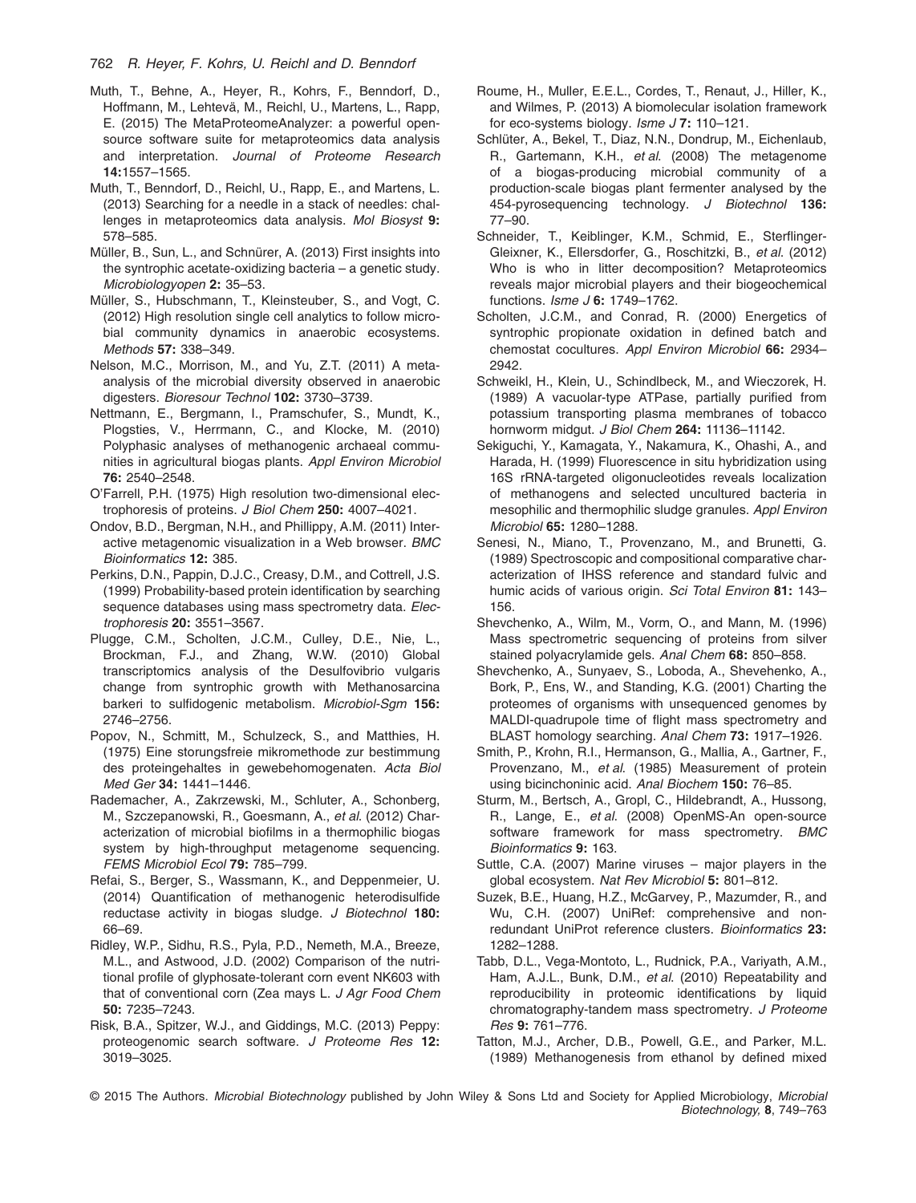Muth, T., Behne, A., Heyer, R., Kohrs, F., Benndorf, D., Hoffmann, M., Lehtevä, M., Reichl, U., Martens, L., Rapp, E. (2015) The MetaProteomeAnalyzer: a powerful open-source software suite for metaproteomics data analysis and interpretation. *Journal of Proteome Research* **14:**1557–1565.

Muth, T., Benndorf, D., Reichl, U., Rapp, E., and Martens, L. (2013) Searching for a needle in a stack of needles: challenges in metaproteomics data analysis. *Mol Biosyst* **9:** 578–585.

Müller, B., Sun, L., and Schnürer, A. (2013) First insights into the syntrophic acetate-oxidizing bacteria – a genetic study. *Microbiologyopen* **2:** 35–53.

Müller, S., Hubschmann, T., Kleinsteuber, S., and Vogt, C. (2012) High resolution single cell analytics to follow microbial community dynamics in anaerobic ecosystems. *Methods* **57:** 338–349.

Nelson, M.C., Morrison, M., and Yu, Z.T. (2011) A meta-analysis of the microbial diversity observed in anaerobic digesters. *Bioresour Technol* **102:** 3730–3739.

Nettmann, E., Bergmann, I., Pramschufer, S., Mundt, K., Plogsties, V., Herrmann, C., and Klocke, M. (2010) Polyphasic analyses of methanogenic archaeal communities in agricultural biogas plants. *Appl Environ Microbiol* **76:** 2540–2548.

O'Farrell, P.H. (1975) High resolution two-dimensional electrophoresis of proteins. *J Biol Chem* **250:** 4007–4021.

Ondov, B.D., Bergman, N.H., and Phillippy, A.M. (2011) Interactive metagenomic visualization in a Web browser. *BMC Bioinformatics* **12:** 385.

Perkins, D.N., Pappin, D.J.C., Creasy, D.M., and Cottrell, J.S. (1999) Probability-based protein identification by searching sequence databases using mass spectrometry data. *Electrophoresis* **20:** 3551–3567.

Plugge, C.M., Scholten, J.C.M., Culley, D.E., Nie, L., Brockman, F.J., and Zhang, W.W. (2010) Global transcriptomics analysis of the Desulfovibrio vulgaris change from syntrophic growth with Methanosarcina barkeri to sulfidogenic metabolism. *Microbiol-Sgm* **156:** 2746–2756.

Popov, N., Schmitt, M., Schulzeck, S., and Matthies, H. (1975) Eine storungsfreie mikromethode zur bestimmung des proteingehaltes in gewebehomogenaten. *Acta Biol Med Ger* **34:** 1441–1446.

Rademacher, A., Zakrzewski, M., Schluter, A., Schonberg, M., Szczepanowski, R., Goesmann, A., *et al.* (2012) Characterization of microbial biofilms in a thermophilic biogas system by high-throughput metagenome sequencing. *FEMS Microbiol Ecol* **79:** 785–799.

Refai, S., Berger, S., Wassmann, K., and Deppenmeier, U. (2014) Quantification of methanogenic heterodisulfide reductase activity in biogas sludge. *J Biotechnol* **180:** 66–69.

Ridley, W.P., Sidhu, R.S., Pyla, P.D., Nemeth, M.A., Breeze, M.L., and Astwood, J.D. (2002) Comparison of the nutritional profile of glyphosate-tolerant corn event NK603 with that of conventional corn (Zea mays L. *J Agr Food Chem* **50:** 7235–7243.

Risk, B.A., Spitzer, W.J., and Giddings, M.C. (2013) Peppy: proteogenomic search software. *J Proteome Res* **12:** 3019–3025.

Roume, H., Muller, E.E.L., Cordes, T., Renaut, J., Hiller, K., and Wilmes, P. (2013) A biomolecular isolation framework for eco-systems biology. *Isme J* **7:** 110–121.

Schlüter, A., Bekel, T., Diaz, N.N., Dondrup, M., Eichenlaub, R., Gartemann, K.H., *et al.* (2008) The metagenome of a biogas-producing microbial community of a production-scale biogas plant fermenter analysed by the 454-pyrosequencing technology. *J Biotechnol* **136:** 77–90.

Schneider, T., Keiblinger, K.M., Schmid, E., Sterflinger-Gleixner, K., Ellersdorfer, G., Roschitzki, B., *et al.* (2012) Who is who in litter decomposition? Metaproteomics reveals major microbial players and their biogeochemical functions. *Isme J* **6:** 1749–1762.

Scholten, J.C.M., and Conrad, R. (2000) Energetics of syntrophic propionate oxidation in defined batch and chemostat cocultures. *Appl Environ Microbiol* **66:** 2934–2942.

Schweikl, H., Klein, U., Schindlbeck, M., and Wieczorek, H. (1989) A vacuolar-type ATPase, partially purified from potassium transporting plasma membranes of tobacco hornworm midgut. *J Biol Chem* **264:** 11136–11142.

Sekiguchi, Y., Kamagata, Y., Nakamura, K., Ohashi, A., and Harada, H. (1999) Fluorescence in situ hybridization using 16S rRNA-targeted oligonucleotides reveals localization of methanogens and selected uncultured bacteria in mesophilic and thermophilic sludge granules. *Appl Environ Microbiol* **65:** 1280–1288.

Senesi, N., Miano, T., Provenzano, M., and Brunetti, G. (1989) Spectroscopic and compositional comparative characterization of IHSS reference and standard fulvic and humic acids of various origin. *Sci Total Environ* **81:** 143–156.

Shevchenko, A., Wilm, M., Vorm, O., and Mann, M. (1996) Mass spectrometric sequencing of proteins from silver stained polyacrylamide gels. *Anal Chem* **68:** 850–858.

Shevchenko, A., Sunyaev, S., Loboda, A., Shevehenko, A., Bork, P., Ens, W., and Standing, K.G. (2001) Charting the proteomes of organisms with unsequenced genomes by MALDI-quadrupole time of flight mass spectrometry and BLAST homology searching. *Anal Chem* **73:** 1917–1926.

Smith, P., Krohn, R.I., Hermanson, G., Mallia, A., Gartner, F., Provenzano, M., *et al.* (1985) Measurement of protein using bicinchoninic acid. *Anal Biochem* **150:** 76–85.

Sturm, M., Bertsch, A., Gropl, C., Hildebrandt, A., Hussong, R., Lange, E., *et al.* (2008) OpenMS-An open-source software framework for mass spectrometry. *BMC Bioinformatics* **9:** 163.

Suttle, C.A. (2007) Marine viruses – major players in the global ecosystem. *Nat Rev Microbiol* **5:** 801–812.

Suzek, B.E., Huang, H.Z., McGarvey, P., Mazumder, R., and Wu, C.H. (2007) UniRef: comprehensive and non-redundant UniProt reference clusters. *Bioinformatics* **23:** 1282–1288.

Tabb, D.L., Vega-Montoto, L., Rudnick, P.A., Variyath, A.M., Ham, A.J.L., Bunk, D.M., *et al.* (2010) Repeatability and reproducibility in proteomic identifications by liquid chromatography-tandem mass spectrometry. *J Proteome Res* **9:** 761–776.

Tatton, M.J., Archer, D.B., Powell, G.E., and Parker, M.L. (1989) Methanogenesis from ethanol by defined mixed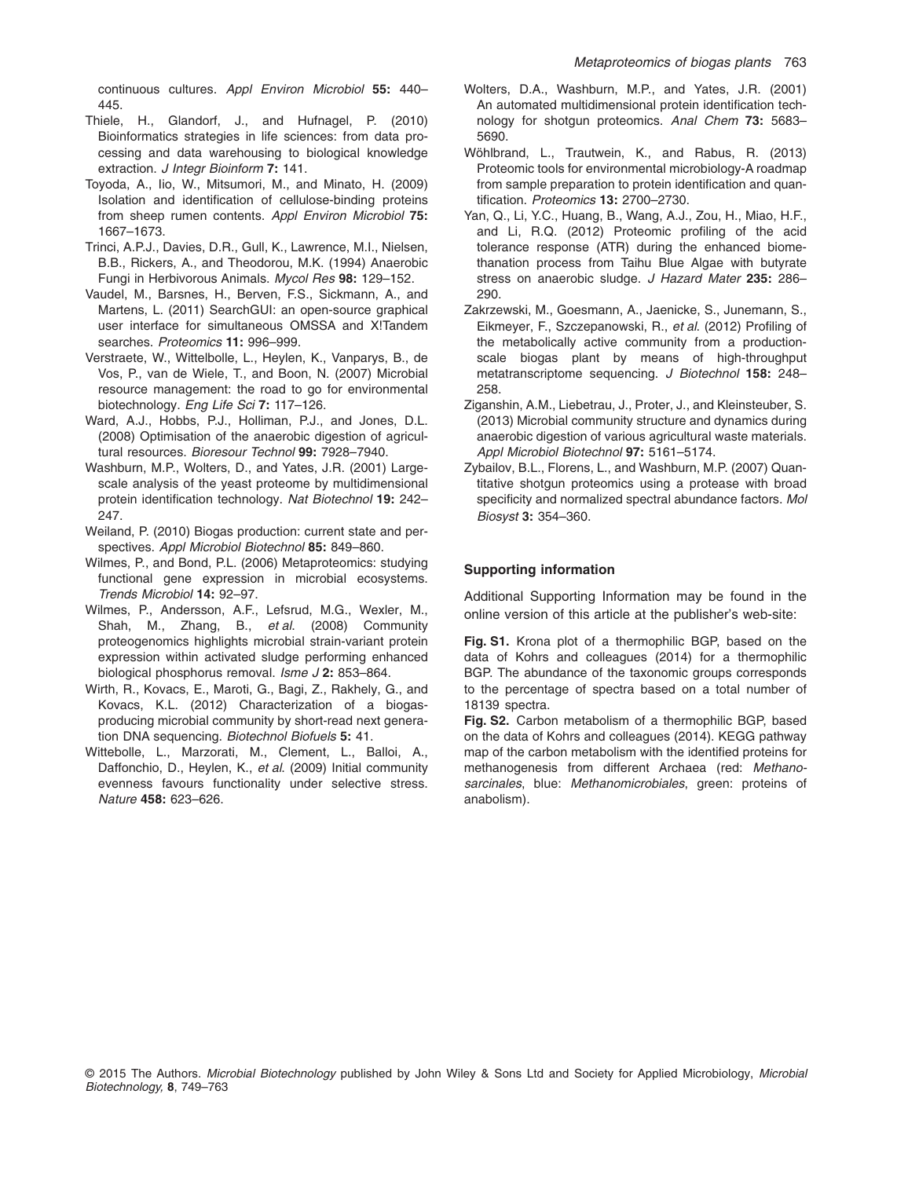continuous cultures. *Appl Environ Microbiol* **55:** 440–445.

Thiele, H., Glandorf, J., and Hufnagel, P. (2010) Bioinformatics strategies in life sciences: from data processing and data warehousing to biological knowledge extraction. *J Integr Bioinform* **7:** 141.

Toyoda, A., Iio, W., Mitsumori, M., and Minato, H. (2009) Isolation and identification of cellulose-binding proteins from sheep rumen contents. *Appl Environ Microbiol* **75:** 1667–1673.

Trinci, A.P.J., Davies, D.R., Gull, K., Lawrence, M.I., Nielsen, B.B., Rickers, A., and Theodorou, M.K. (1994) Anaerobic Fungi in Herbivorous Animals. *Mycol Res* **98:** 129–152.

Vaudel, M., Barsnes, H., Berven, F.S., Sickmann, A., and Martens, L. (2011) SearchGUI: an open-source graphical user interface for simultaneous OMSSA and X!Tandem searches. *Proteomics* **11:** 996–999.

Verstraete, W., Wittelbolle, L., Heylen, K., Vanparys, B., de Vos, P., van de Wiele, T., and Boon, N. (2007) Microbial resource management: the road to go for environmental biotechnology. *Eng Life Sci* **7:** 117–126.

Ward, A.J., Hobbs, P.J., Holliman, P.J., and Jones, D.L. (2008) Optimisation of the anaerobic digestion of agricultural resources. *Bioresour Technol* **99:** 7928–7940.

Washburn, M.P., Wolters, D., and Yates, J.R. (2001) Large-scale analysis of the yeast proteome by multidimensional protein identification technology. *Nat Biotechnol* **19:** 242–247.

Weiland, P. (2010) Biogas production: current state and perspectives. *Appl Microbiol Biotechnol* **85:** 849–860.

Wilmes, P., and Bond, P.L. (2006) Metaproteomics: studying functional gene expression in microbial ecosystems. *Trends Microbiol* **14:** 92–97.

Wilmes, P., Andersson, A.F., Lefsrud, M.G., Wexler, M., Shah, M., Zhang, B., *et al*. (2008) Community proteogenomics highlights microbial strain-variant protein expression within activated sludge performing enhanced biological phosphorus removal. *Isme J* **2:** 853–864.

Wirth, R., Kovacs, E., Maroti, G., Bagi, Z., Rakhely, G., and Kovacs, K.L. (2012) Characterization of a biogas-producing microbial community by short-read next generation DNA sequencing. *Biotechnol Biofuels* **5:** 41.

Wittebolle, L., Marzorati, M., Clement, L., Balloi, A., Daffonchio, D., Heylen, K., *et al*. (2009) Initial community evenness favours functionality under selective stress. *Nature* **458:** 623–626.

Wolters, D.A., Washburn, M.P., and Yates, J.R. (2001) An automated multidimensional protein identification technology for shotgun proteomics. *Anal Chem* **73:** 5683–5690.

Wöhlbrand, L., Trautwein, K., and Rabus, R. (2013) Proteomic tools for environmental microbiology-A roadmap from sample preparation to protein identification and quantification. *Proteomics* **13:** 2700–2730.

Yan, Q., Li, Y.C., Huang, B., Wang, A.J., Zou, H., Miao, H.F., and Li, R.Q. (2012) Proteomic profiling of the acid tolerance response (ATR) during the enhanced biomethanation process from Taihu Blue Algae with butyrate stress on anaerobic sludge. *J Hazard Mater* **235:** 286–290.

Zakrzewski, M., Goesmann, A., Jaenicke, S., Junemann, S., Eikmeyer, F., Szczepanowski, R., *et al*. (2012) Profiling of the metabolically active community from a production-scale biogas plant by means of high-throughput metatranscriptome sequencing. *J Biotechnol* **158:** 248–258.

Ziganshin, A.M., Liebetrau, J., Proter, J., and Kleinsteuber, S. (2013) Microbial community structure and dynamics during anaerobic digestion of various agricultural waste materials. *Appl Microbiol Biotechnol* **97:** 5161–5174.

Zybailov, B.L., Florens, L., and Washburn, M.P. (2007) Quantitative shotgun proteomics using a protease with broad specificity and normalized spectral abundance factors. *Mol Biosyst* **3:** 354–360.

### Supporting information

Additional Supporting Information may be found in the online version of this article at the publisher's web-site:

**Fig. S1.** Krona plot of a thermophilic BGP, based on the data of Kohrs and colleagues (2014) for a thermophilic BGP. The abundance of the taxonomic groups corresponds to the percentage of spectra based on a total number of 18139 spectra.

**Fig. S2.** Carbon metabolism of a thermophilic BGP, based on the data of Kohrs and colleagues (2014). KEGG pathway map of the carbon metabolism with the identified proteins for methanogenesis from different Archaea (red: *Methanosarcinales*, blue: *Methanomicrobiales*, green: proteins of anabolism).